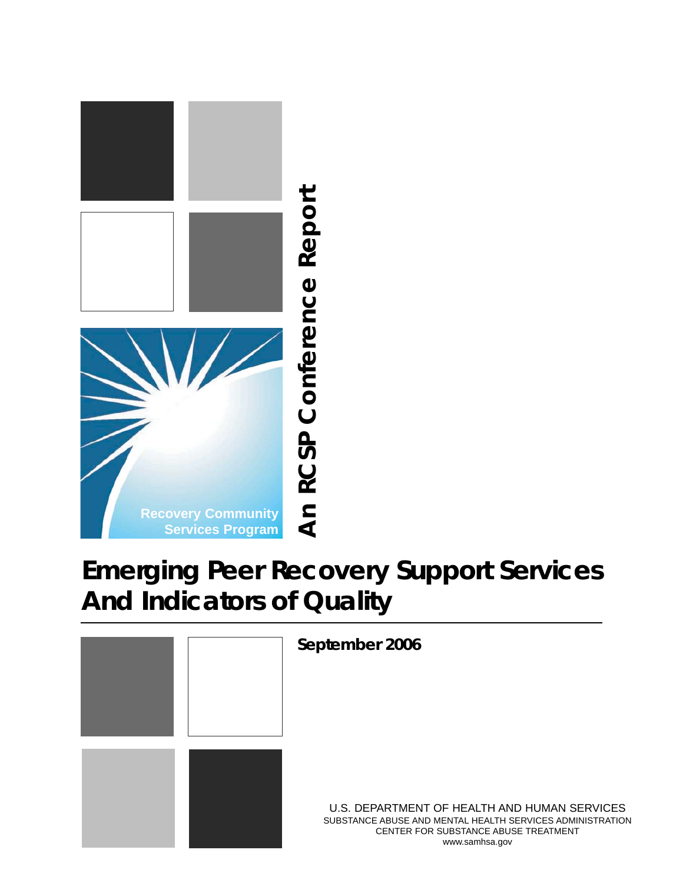Recovery Community Services Program

An RCSP Conference Report

# Emerging Peer Recovery Support Services And Indicators of Quality

**September 2006**

U.S. DEPARTMENT OF HEALTH AND HUMAN SERVICES
SUBSTANCE ABUSE AND MENTAL HEALTH SERVICES ADMINISTRATION
CENTER FOR SUBSTANCE ABUSE TREATMENT
www.samhsa.gov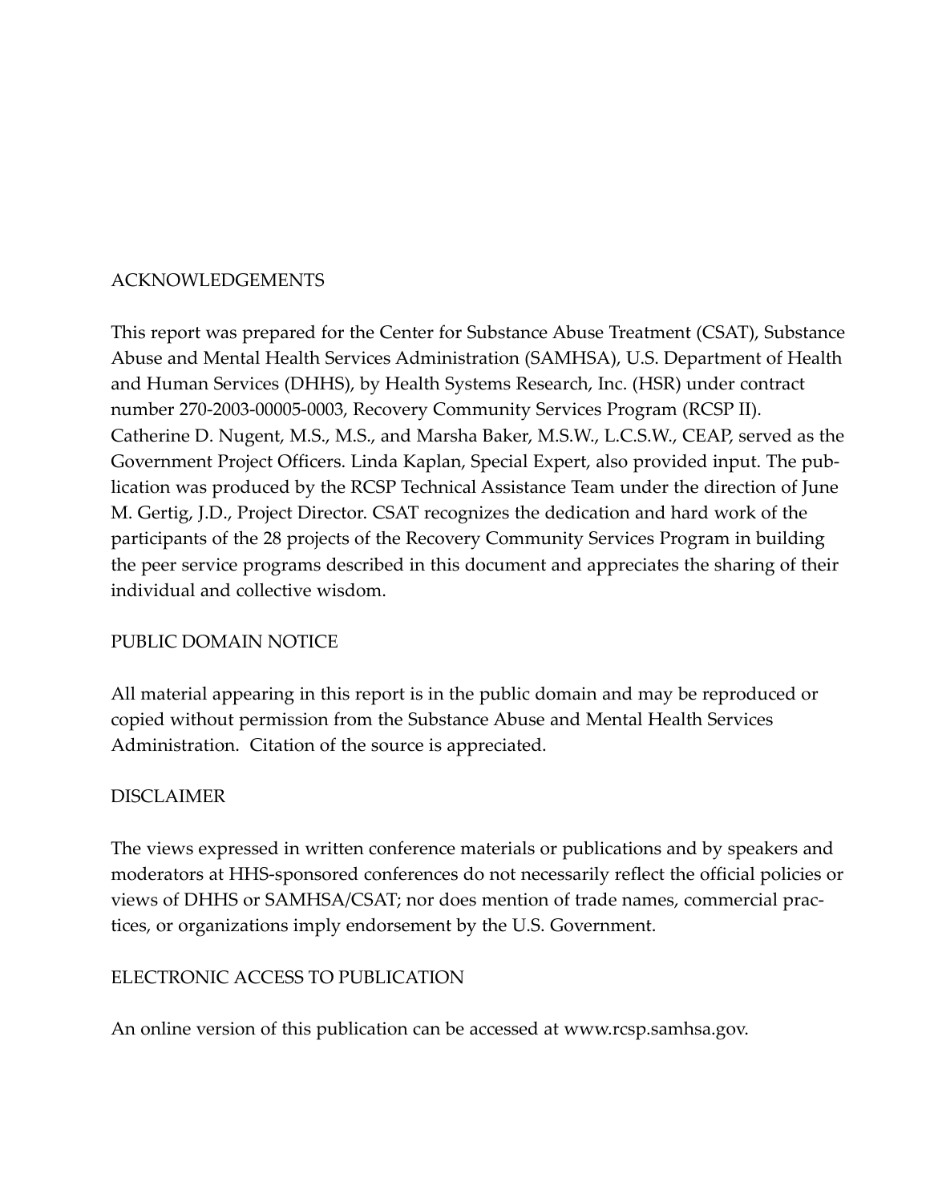## ACKNOWLEDGEMENTS

This report was prepared for the Center for Substance Abuse Treatment (CSAT), Substance Abuse and Mental Health Services Administration (SAMHSA), U.S. Department of Health and Human Services (DHHS), by Health Systems Research, Inc. (HSR) under contract number 270-2003-00005-0003, Recovery Community Services Program (RCSP II). Catherine D. Nugent, M.S., M.S., and Marsha Baker, M.S.W., L.C.S.W., CEAP, served as the Government Project Officers. Linda Kaplan, Special Expert, also provided input. The publication was produced by the RCSP Technical Assistance Team under the direction of June M. Gertig, J.D., Project Director. CSAT recognizes the dedication and hard work of the participants of the 28 projects of the Recovery Community Services Program in building the peer service programs described in this document and appreciates the sharing of their individual and collective wisdom.

## PUBLIC DOMAIN NOTICE

All material appearing in this report is in the public domain and may be reproduced or copied without permission from the Substance Abuse and Mental Health Services Administration. Citation of the source is appreciated.

## DISCLAIMER

The views expressed in written conference materials or publications and by speakers and moderators at HHS-sponsored conferences do not necessarily reflect the official policies or views of DHHS or SAMHSA/CSAT; nor does mention of trade names, commercial practices, or organizations imply endorsement by the U.S. Government.

## ELECTRONIC ACCESS TO PUBLICATION

An online version of this publication can be accessed at www.rcsp.samhsa.gov.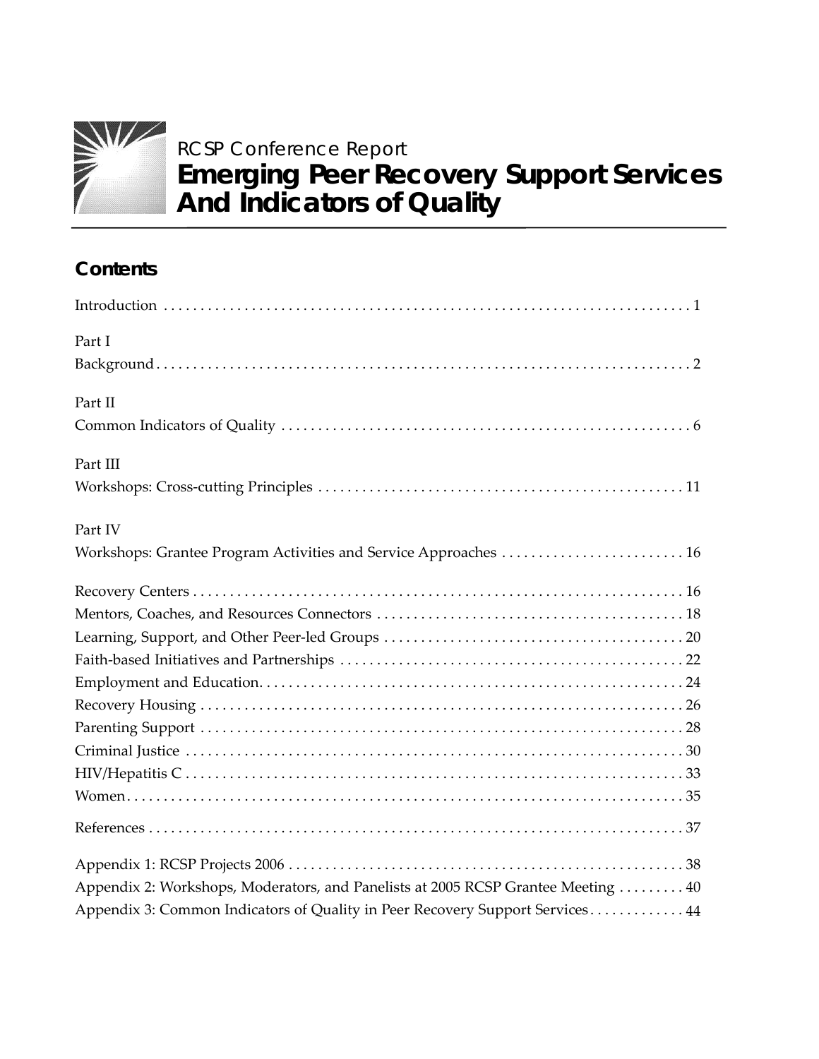RCSP Conference Report

# Emerging Peer Recovery Support Services And Indicators of Quality

## Contents

Introduction . . . . . . . . . . 1

Part I
Background . . . . . . . . . . 2

Part II
Common Indicators of Quality . . . . . . . . . . 6

Part III
Workshops: Cross-cutting Principles . . . . . . . . . . 11

Part IV
Workshops: Grantee Program Activities and Service Approaches . . . . . . . . . . 16

Recovery Centers . . . . . . . . . . 16
Mentors, Coaches, and Resources Connectors . . . . . . . . . . 18
Learning, Support, and Other Peer-led Groups . . . . . . . . . . 20
Faith-based Initiatives and Partnerships . . . . . . . . . . 22
Employment and Education. . . . . . . . . . . 24
Recovery Housing . . . . . . . . . . 26
Parenting Support . . . . . . . . . . 28
Criminal Justice . . . . . . . . . . 30
HIV/Hepatitis C . . . . . . . . . . 33
Women. . . . . . . . . . . 35

References . . . . . . . . . . 37

Appendix 1: RCSP Projects 2006 . . . . . . . . . . 38
Appendix 2: Workshops, Moderators, and Panelists at 2005 RCSP Grantee Meeting . . . . . . . . . . 40
Appendix 3: Common Indicators of Quality in Peer Recovery Support Services. . . . . . . . . . . 44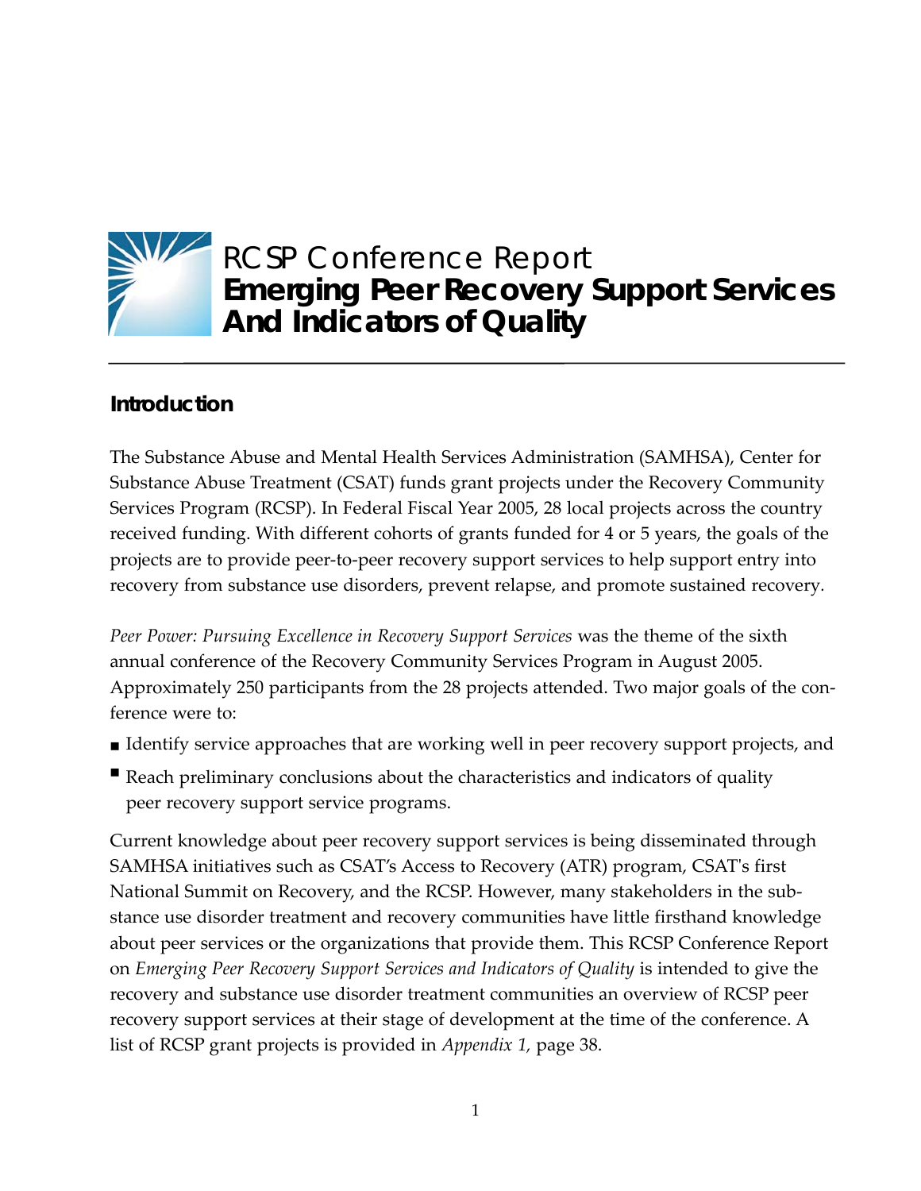# RCSP Conference Report
# **Emerging Peer Recovery Support Services And Indicators of Quality**

---

## Introduction

The Substance Abuse and Mental Health Services Administration (SAMHSA), Center for Substance Abuse Treatment (CSAT) funds grant projects under the Recovery Community Services Program (RCSP). In Federal Fiscal Year 2005, 28 local projects across the country received funding. With different cohorts of grants funded for 4 or 5 years, the goals of the projects are to provide peer-to-peer recovery support services to help support entry into recovery from substance use disorders, prevent relapse, and promote sustained recovery.

*Peer Power: Pursuing Excellence in Recovery Support Services* was the theme of the sixth annual conference of the Recovery Community Services Program in August 2005. Approximately 250 participants from the 28 projects attended. Two major goals of the conference were to:

- Identify service approaches that are working well in peer recovery support projects, and
- Reach preliminary conclusions about the characteristics and indicators of quality peer recovery support service programs.

Current knowledge about peer recovery support services is being disseminated through SAMHSA initiatives such as CSAT's Access to Recovery (ATR) program, CSAT's first National Summit on Recovery, and the RCSP. However, many stakeholders in the substance use disorder treatment and recovery communities have little firsthand knowledge about peer services or the organizations that provide them. This RCSP Conference Report on *Emerging Peer Recovery Support Services and Indicators of Quality* is intended to give the recovery and substance use disorder treatment communities an overview of RCSP peer recovery support services at their stage of development at the time of the conference. A list of RCSP grant projects is provided in *Appendix 1,* page 38.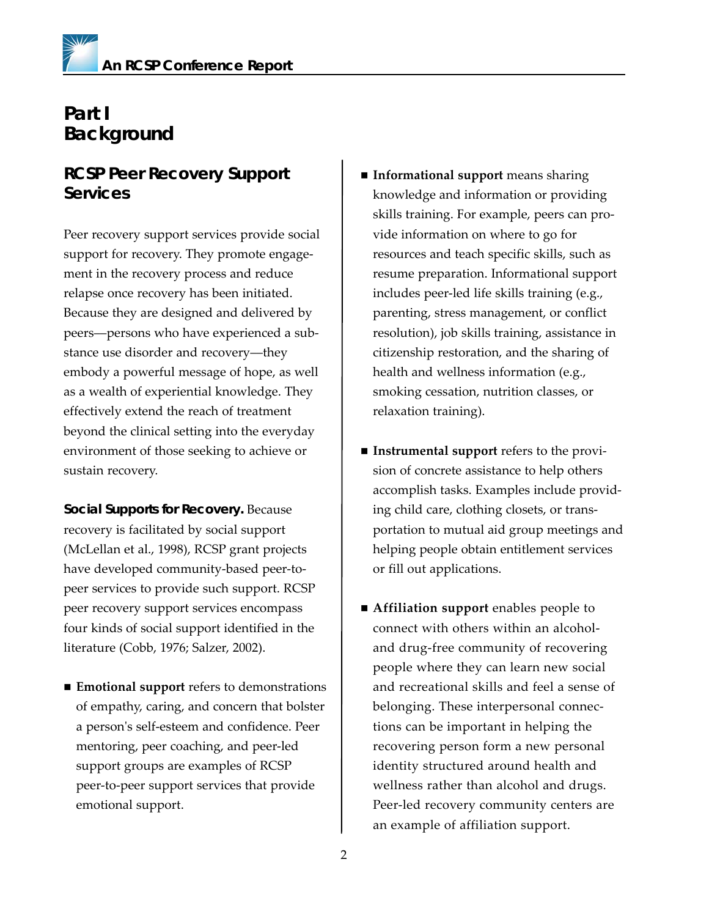# Part I
# Background

## RCSP Peer Recovery Support Services

Peer recovery support services provide social support for recovery. They promote engagement in the recovery process and reduce relapse once recovery has been initiated. Because they are designed and delivered by peers—persons who have experienced a substance use disorder and recovery—they embody a powerful message of hope, as well as a wealth of experiential knowledge. They effectively extend the reach of treatment beyond the clinical setting into the everyday environment of those seeking to achieve or sustain recovery.

**Social Supports for Recovery.** Because recovery is facilitated by social support (McLellan et al., 1998), RCSP grant projects have developed community-based peer-to-peer services to provide such support. RCSP peer recovery support services encompass four kinds of social support identified in the literature (Cobb, 1976; Salzer, 2002).

- **Emotional support** refers to demonstrations of empathy, caring, and concern that bolster a person's self-esteem and confidence. Peer mentoring, peer coaching, and peer-led support groups are examples of RCSP peer-to-peer support services that provide emotional support.
- **Informational support** means sharing knowledge and information or providing skills training. For example, peers can provide information on where to go for resources and teach specific skills, such as resume preparation. Informational support includes peer-led life skills training (e.g., parenting, stress management, or conflict resolution), job skills training, assistance in citizenship restoration, and the sharing of health and wellness information (e.g., smoking cessation, nutrition classes, or relaxation training).
- **Instrumental support** refers to the provision of concrete assistance to help others accomplish tasks. Examples include providing child care, clothing closets, or transportation to mutual aid group meetings and helping people obtain entitlement services or fill out applications.
- **Affiliation support** enables people to connect with others within an alcohol- and drug-free community of recovering people where they can learn new social and recreational skills and feel a sense of belonging. These interpersonal connections can be important in helping the recovering person form a new personal identity structured around health and wellness rather than alcohol and drugs. Peer-led recovery community centers are an example of affiliation support.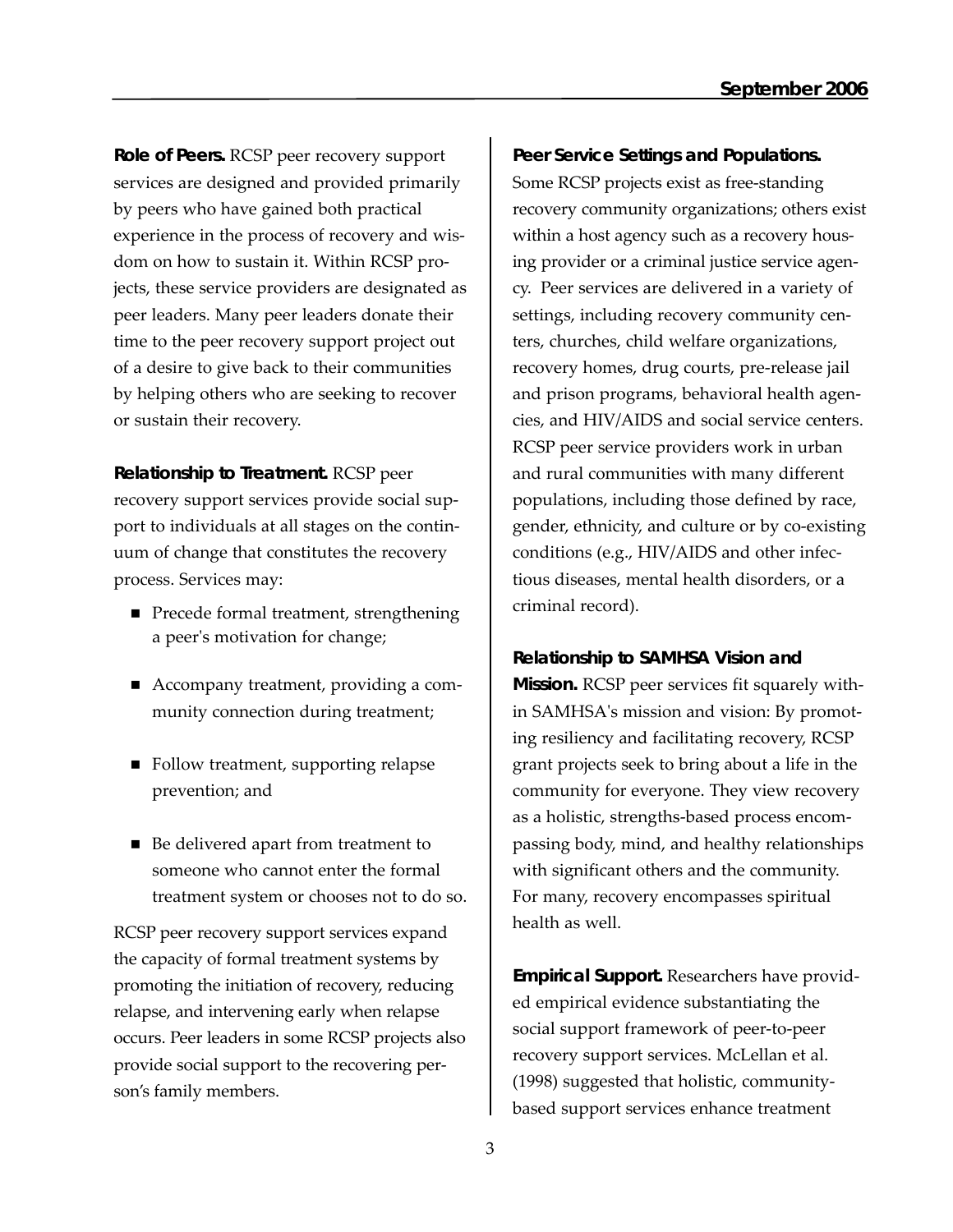**Role of Peers.** RCSP peer recovery support services are designed and provided primarily by peers who have gained both practical experience in the process of recovery and wisdom on how to sustain it. Within RCSP projects, these service providers are designated as peer leaders. Many peer leaders donate their time to the peer recovery support project out of a desire to give back to their communities by helping others who are seeking to recover or sustain their recovery.

**Relationship to Treatment.** RCSP peer recovery support services provide social support to individuals at all stages on the continuum of change that constitutes the recovery process. Services may:

- Precede formal treatment, strengthening a peer's motivation for change;
- Accompany treatment, providing a community connection during treatment;
- Follow treatment, supporting relapse prevention; and
- Be delivered apart from treatment to someone who cannot enter the formal treatment system or chooses not to do so.

RCSP peer recovery support services expand the capacity of formal treatment systems by promoting the initiation of recovery, reducing relapse, and intervening early when relapse occurs. Peer leaders in some RCSP projects also provide social support to the recovering person's family members.

**Peer Service Settings and Populations.** Some RCSP projects exist as free-standing recovery community organizations; others exist within a host agency such as a recovery housing provider or a criminal justice service agency. Peer services are delivered in a variety of settings, including recovery community centers, churches, child welfare organizations, recovery homes, drug courts, pre-release jail and prison programs, behavioral health agencies, and HIV/AIDS and social service centers. RCSP peer service providers work in urban and rural communities with many different populations, including those defined by race, gender, ethnicity, and culture or by co-existing conditions (e.g., HIV/AIDS and other infectious diseases, mental health disorders, or a criminal record).

**Relationship to SAMHSA Vision and Mission.** RCSP peer services fit squarely within SAMHSA's mission and vision: By promoting resiliency and facilitating recovery, RCSP grant projects seek to bring about a life in the community for everyone. They view recovery as a holistic, strengths-based process encompassing body, mind, and healthy relationships with significant others and the community. For many, recovery encompasses spiritual health as well.

**Empirical Support.** Researchers have provided empirical evidence substantiating the social support framework of peer-to-peer recovery support services. McLellan et al. (1998) suggested that holistic, community-based support services enhance treatment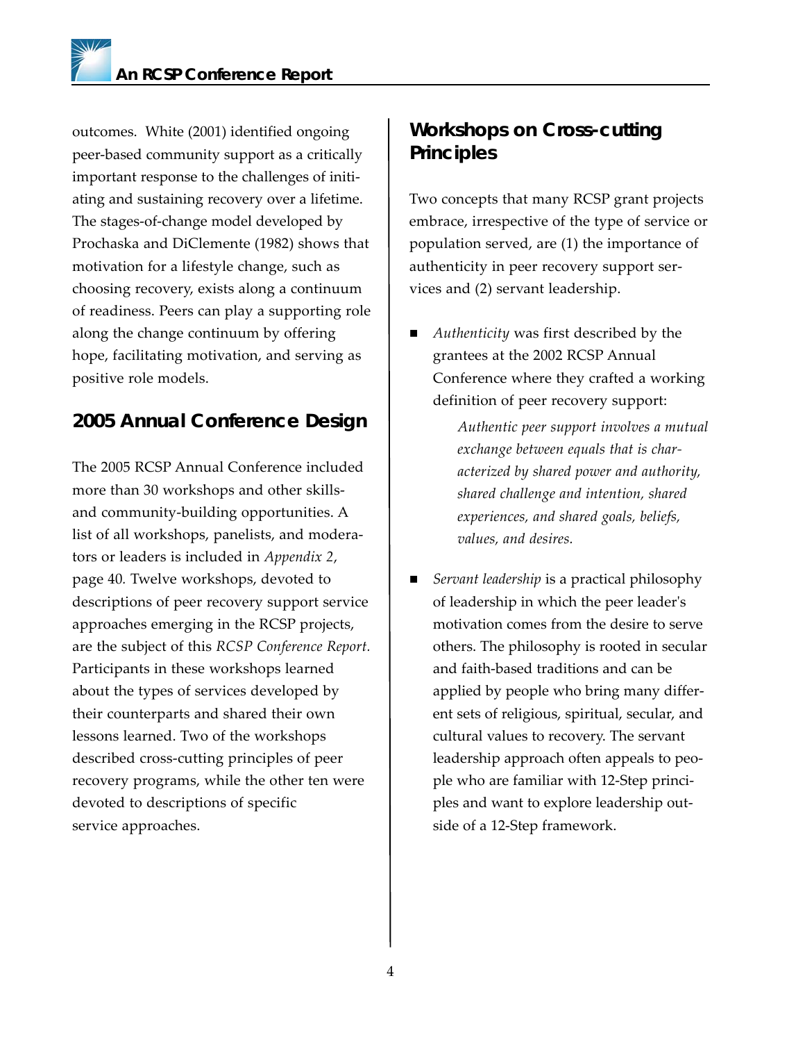outcomes. White (2001) identified ongoing peer-based community support as a critically important response to the challenges of initiating and sustaining recovery over a lifetime. The stages-of-change model developed by Prochaska and DiClemente (1982) shows that motivation for a lifestyle change, such as choosing recovery, exists along a continuum of readiness. Peers can play a supporting role along the change continuum by offering hope, facilitating motivation, and serving as positive role models.

## 2005 Annual Conference Design

The 2005 RCSP Annual Conference included more than 30 workshops and other skills- and community-building opportunities. A list of all workshops, panelists, and moderators or leaders is included in *Appendix 2*, page 40. Twelve workshops, devoted to descriptions of peer recovery support service approaches emerging in the RCSP projects, are the subject of this *RCSP Conference Report.* Participants in these workshops learned about the types of services developed by their counterparts and shared their own lessons learned. Two of the workshops described cross-cutting principles of peer recovery programs, while the other ten were devoted to descriptions of specific service approaches.

## Workshops on Cross-cutting Principles

Two concepts that many RCSP grant projects embrace, irrespective of the type of service or population served, are (1) the importance of authenticity in peer recovery support services and (2) servant leadership.

- *Authenticity* was first described by the grantees at the 2002 RCSP Annual Conference where they crafted a working definition of peer recovery support:

  > *Authentic peer support involves a mutual exchange between equals that is characterized by shared power and authority, shared challenge and intention, shared experiences, and shared goals, beliefs, values, and desires.*

- *Servant leadership* is a practical philosophy of leadership in which the peer leader's motivation comes from the desire to serve others. The philosophy is rooted in secular and faith-based traditions and can be applied by people who bring many different sets of religious, spiritual, secular, and cultural values to recovery. The servant leadership approach often appeals to people who are familiar with 12-Step principles and want to explore leadership outside of a 12-Step framework.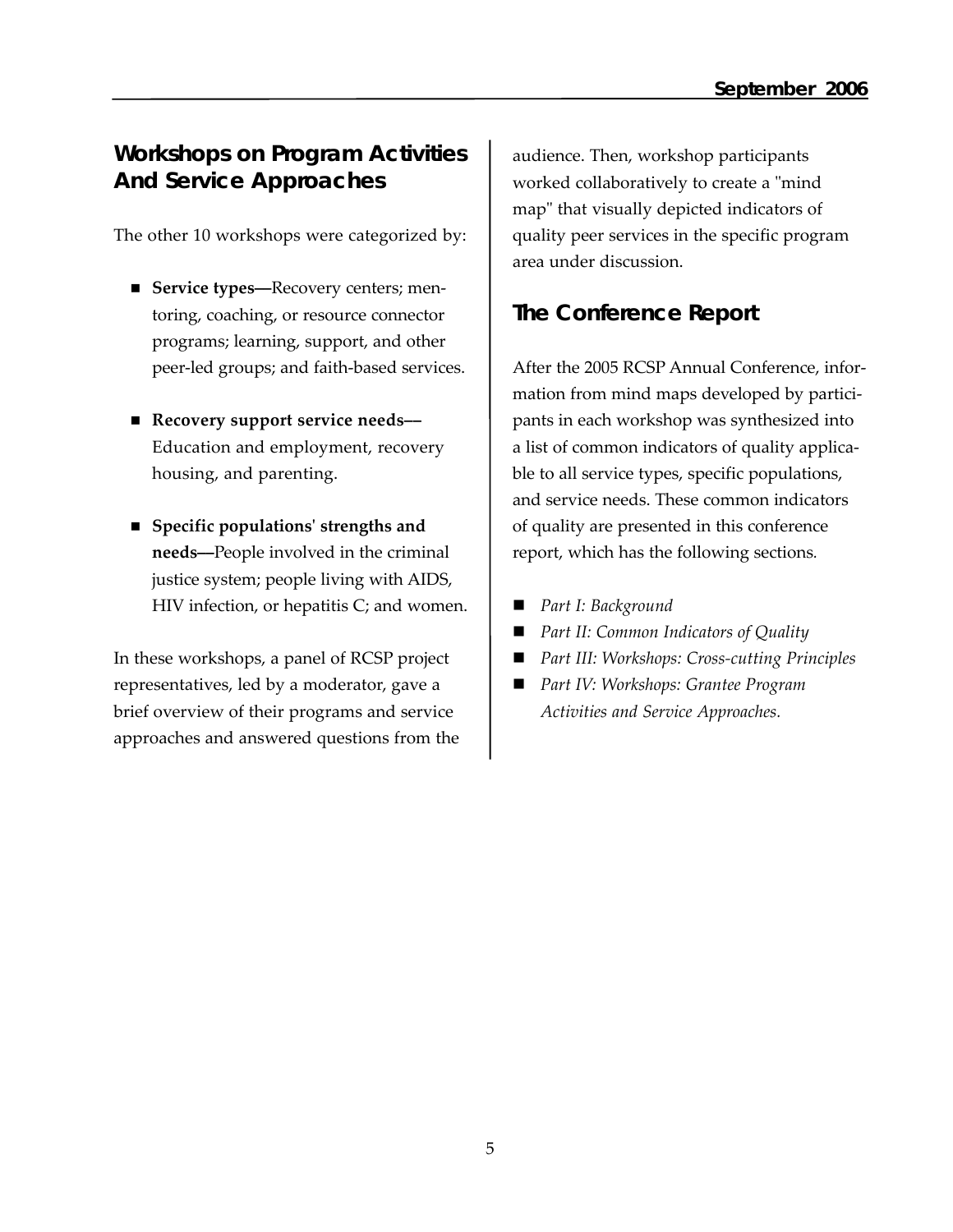## Workshops on Program Activities And Service Approaches

The other 10 workshops were categorized by:

- **Service types—**Recovery centers; mentoring, coaching, or resource connector programs; learning, support, and other peer-led groups; and faith-based services.
- **Recovery support service needs—**Education and employment, recovery housing, and parenting.
- **Specific populations' strengths and needs—**People involved in the criminal justice system; people living with AIDS, HIV infection, or hepatitis C; and women.

In these workshops, a panel of RCSP project representatives, led by a moderator, gave a brief overview of their programs and service approaches and answered questions from the audience. Then, workshop participants worked collaboratively to create a "mind map" that visually depicted indicators of quality peer services in the specific program area under discussion.

## The Conference Report

After the 2005 RCSP Annual Conference, information from mind maps developed by participants in each workshop was synthesized into a list of common indicators of quality applicable to all service types, specific populations, and service needs. These common indicators of quality are presented in this conference report, which has the following sections.

- *Part I: Background*
- *Part II: Common Indicators of Quality*
- *Part III: Workshops: Cross-cutting Principles*
- *Part IV: Workshops: Grantee Program Activities and Service Approaches.*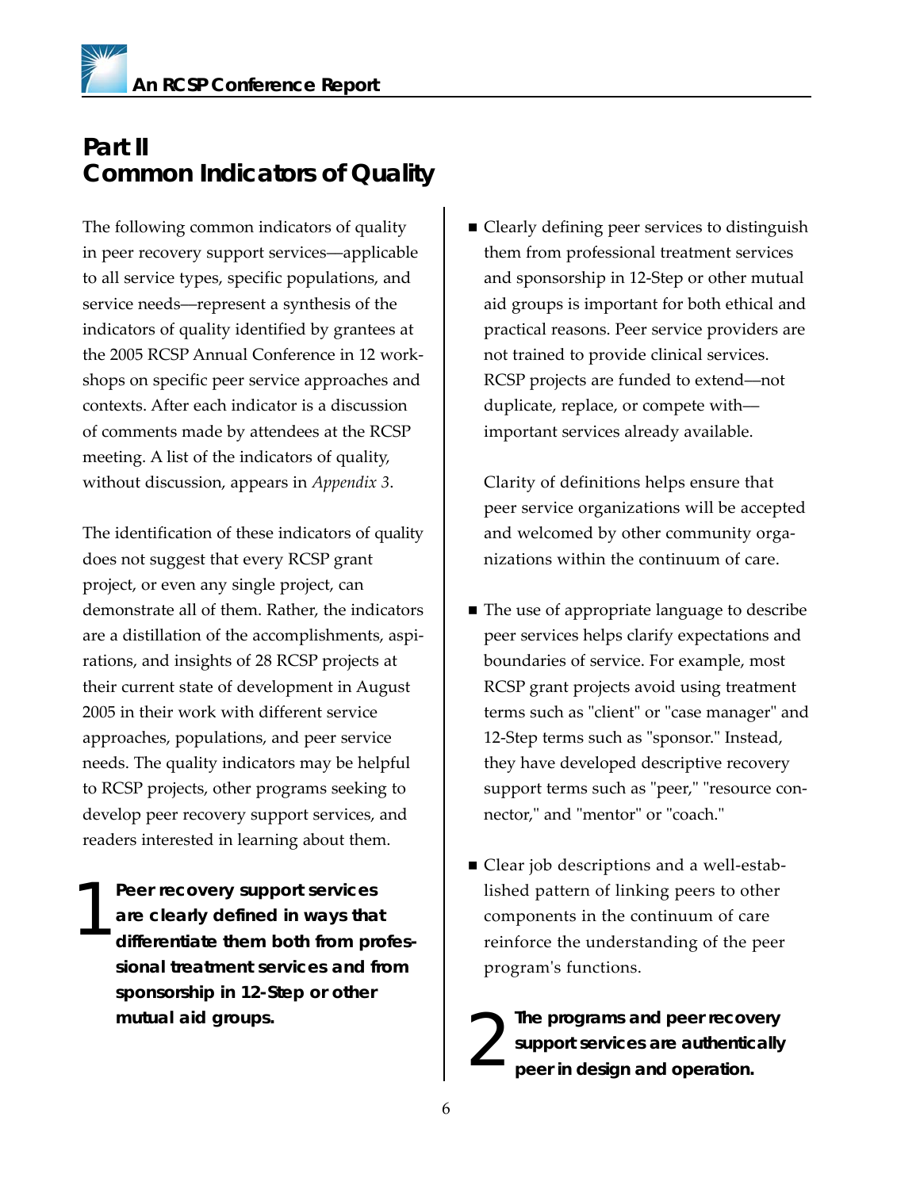# Part II
# Common Indicators of Quality

The following common indicators of quality in peer recovery support services—applicable to all service types, specific populations, and service needs—represent a synthesis of the indicators of quality identified by grantees at the 2005 RCSP Annual Conference in 12 workshops on specific peer service approaches and contexts. After each indicator is a discussion of comments made by attendees at the RCSP meeting. A list of the indicators of quality, without discussion, appears in *Appendix 3*.

The identification of these indicators of quality does not suggest that every RCSP grant project, or even any single project, can demonstrate all of them. Rather, the indicators are a distillation of the accomplishments, aspirations, and insights of 28 RCSP projects at their current state of development in August 2005 in their work with different service approaches, populations, and peer service needs. The quality indicators may be helpful to RCSP projects, other programs seeking to develop peer recovery support services, and readers interested in learning about them.

## 1 Peer recovery support services are clearly defined in ways that differentiate them both from professional treatment services and from sponsorship in 12-Step or other mutual aid groups.

- Clearly defining peer services to distinguish them from professional treatment services and sponsorship in 12-Step or other mutual aid groups is important for both ethical and practical reasons. Peer service providers are not trained to provide clinical services. RCSP projects are funded to extend—not duplicate, replace, or compete with—important services already available.

  Clarity of definitions helps ensure that peer service organizations will be accepted and welcomed by other community organizations within the continuum of care.

- The use of appropriate language to describe peer services helps clarify expectations and boundaries of service. For example, most RCSP grant projects avoid using treatment terms such as "client" or "case manager" and 12-Step terms such as "sponsor." Instead, they have developed descriptive recovery support terms such as "peer," "resource connector," and "mentor" or "coach."

- Clear job descriptions and a well-established pattern of linking peers to other components in the continuum of care reinforce the understanding of the peer program's functions.

## 2 The programs and peer recovery support services are authentically peer in design and operation.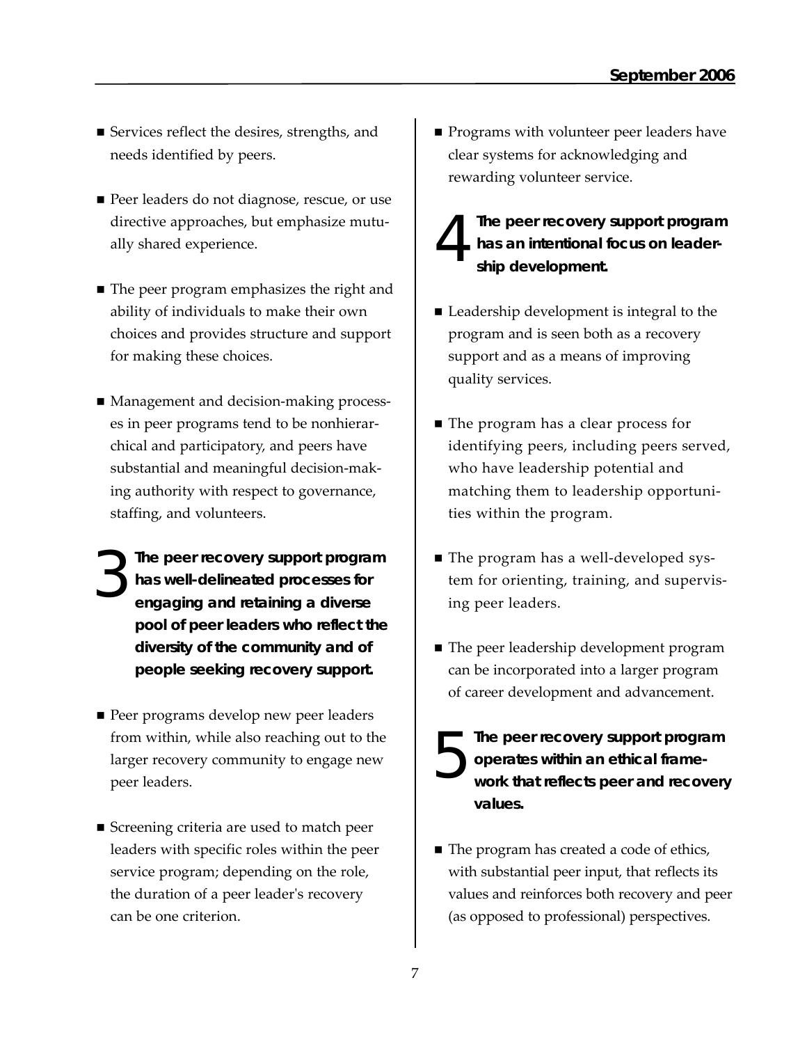- Services reflect the desires, strengths, and needs identified by peers.
- Peer leaders do not diagnose, rescue, or use directive approaches, but emphasize mutually shared experience.
- The peer program emphasizes the right and ability of individuals to make their own choices and provides structure and support for making these choices.
- Management and decision-making processes in peer programs tend to be nonhierarchical and participatory, and peers have substantial and meaningful decision-making authority with respect to governance, staffing, and volunteers.

### 3 The peer recovery support program has well-delineated processes for engaging and retaining a diverse pool of peer leaders who reflect the diversity of the community and of people seeking recovery support.

- Peer programs develop new peer leaders from within, while also reaching out to the larger recovery community to engage new peer leaders.
- Screening criteria are used to match peer leaders with specific roles within the peer service program; depending on the role, the duration of a peer leader's recovery can be one criterion.
- Programs with volunteer peer leaders have clear systems for acknowledging and rewarding volunteer service.

### 4 The peer recovery support program has an intentional focus on leadership development.

- Leadership development is integral to the program and is seen both as a recovery support and as a means of improving quality services.
- The program has a clear process for identifying peers, including peers served, who have leadership potential and matching them to leadership opportunities within the program.
- The program has a well-developed system for orienting, training, and supervising peer leaders.
- The peer leadership development program can be incorporated into a larger program of career development and advancement.

### 5 The peer recovery support program operates within an ethical framework that reflects peer and recovery values.

- The program has created a code of ethics, with substantial peer input, that reflects its values and reinforces both recovery and peer (as opposed to professional) perspectives.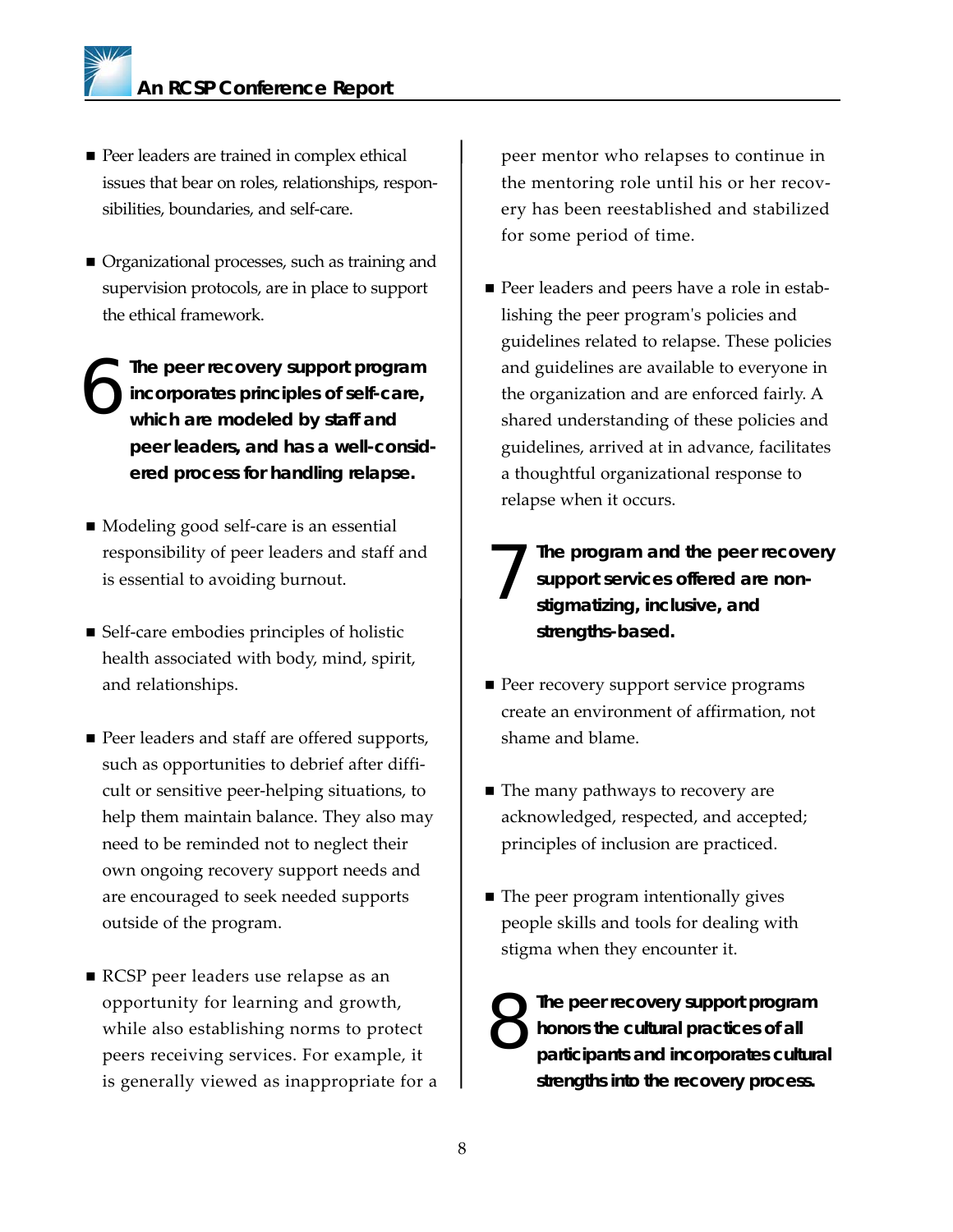- Peer leaders are trained in complex ethical issues that bear on roles, relationships, responsibilities, boundaries, and self-care.

- Organizational processes, such as training and supervision protocols, are in place to support the ethical framework.

## 6 The peer recovery support program incorporates principles of self-care, which are modeled by staff and peer leaders, and has a well-considered process for handling relapse.

- Modeling good self-care is an essential responsibility of peer leaders and staff and is essential to avoiding burnout.

- Self-care embodies principles of holistic health associated with body, mind, spirit, and relationships.

- Peer leaders and staff are offered supports, such as opportunities to debrief after difficult or sensitive peer-helping situations, to help them maintain balance. They also may need to be reminded not to neglect their own ongoing recovery support needs and are encouraged to seek needed supports outside of the program.

- RCSP peer leaders use relapse as an opportunity for learning and growth, while also establishing norms to protect peers receiving services. For example, it is generally viewed as inappropriate for a peer mentor who relapses to continue in the mentoring role until his or her recovery has been reestablished and stabilized for some period of time.

- Peer leaders and peers have a role in establishing the peer program's policies and guidelines related to relapse. These policies and guidelines are available to everyone in the organization and are enforced fairly. A shared understanding of these policies and guidelines, arrived at in advance, facilitates a thoughtful organizational response to relapse when it occurs.

## 7 The program and the peer recovery support services offered are non-stigmatizing, inclusive, and strengths-based.

- Peer recovery support service programs create an environment of affirmation, not shame and blame.

- The many pathways to recovery are acknowledged, respected, and accepted; principles of inclusion are practiced.

- The peer program intentionally gives people skills and tools for dealing with stigma when they encounter it.

## 8 The peer recovery support program honors the cultural practices of all participants and incorporates cultural strengths into the recovery process.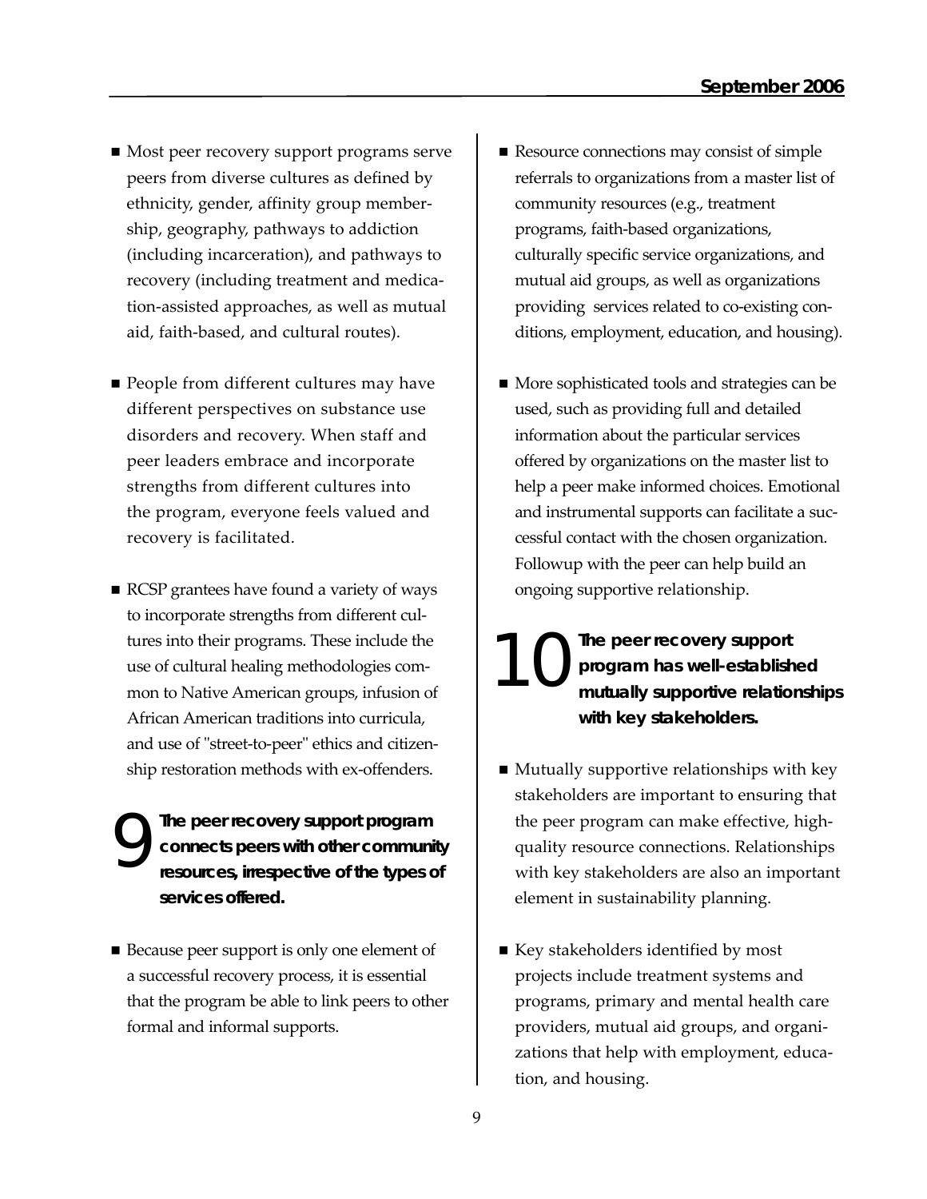- Most peer recovery support programs serve peers from diverse cultures as defined by ethnicity, gender, affinity group membership, geography, pathways to addiction (including incarceration), and pathways to recovery (including treatment and medication-assisted approaches, as well as mutual aid, faith-based, and cultural routes).

- People from different cultures may have different perspectives on substance use disorders and recovery. When staff and peer leaders embrace and incorporate strengths from different cultures into the program, everyone feels valued and recovery is facilitated.

- RCSP grantees have found a variety of ways to incorporate strengths from different cultures into their programs. These include the use of cultural healing methodologies common to Native American groups, infusion of African American traditions into curricula, and use of "street-to-peer" ethics and citizenship restoration methods with ex-offenders.

## 9 The peer recovery support program connects peers with other community resources, irrespective of the types of services offered.

- Because peer support is only one element of a successful recovery process, it is essential that the program be able to link peers to other formal and informal supports.

- Resource connections may consist of simple referrals to organizations from a master list of community resources (e.g., treatment programs, faith-based organizations, culturally specific service organizations, and mutual aid groups, as well as organizations providing services related to co-existing conditions, employment, education, and housing).

- More sophisticated tools and strategies can be used, such as providing full and detailed information about the particular services offered by organizations on the master list to help a peer make informed choices. Emotional and instrumental supports can facilitate a successful contact with the chosen organization. Followup with the peer can help build an ongoing supportive relationship.

## 10 The peer recovery support program has well-established mutually supportive relationships with key stakeholders.

- Mutually supportive relationships with key stakeholders are important to ensuring that the peer program can make effective, high-quality resource connections. Relationships with key stakeholders are also an important element in sustainability planning.

- Key stakeholders identified by most projects include treatment systems and programs, primary and mental health care providers, mutual aid groups, and organizations that help with employment, education, and housing.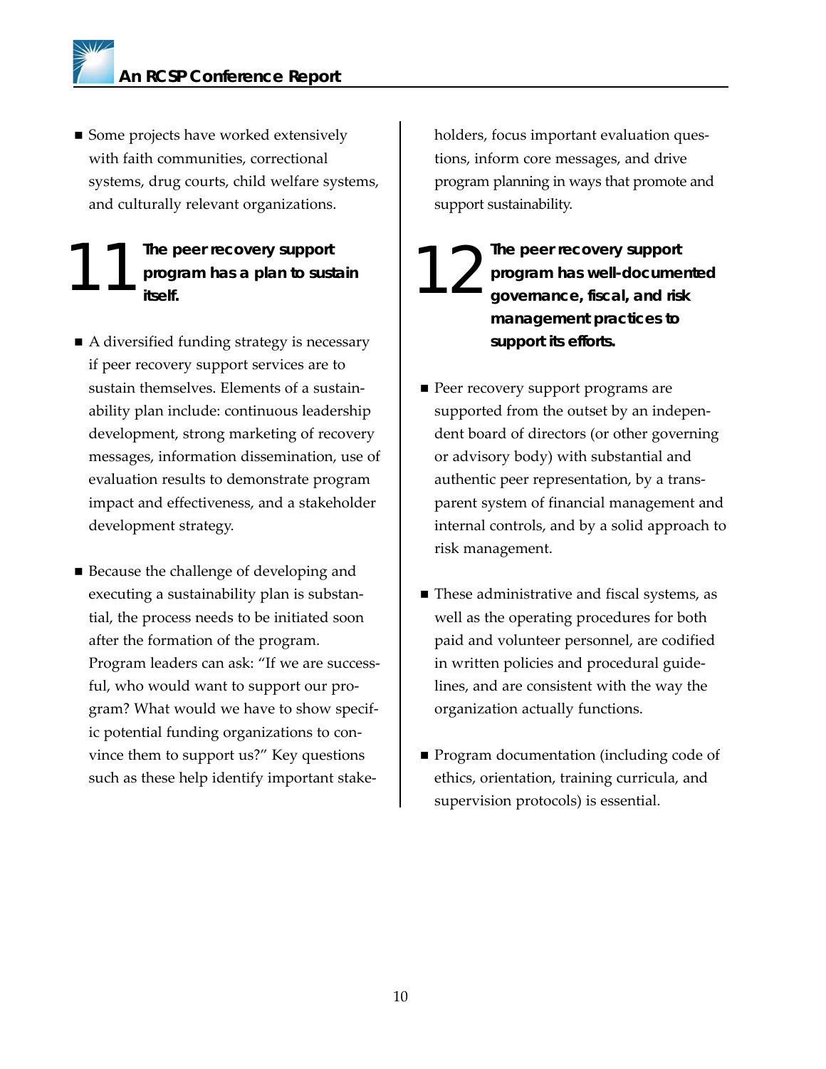- Some projects have worked extensively with faith communities, correctional systems, drug courts, child welfare systems, and culturally relevant organizations.

### 11 The peer recovery support program has a plan to sustain itself.

- A diversified funding strategy is necessary if peer recovery support services are to sustain themselves. Elements of a sustainability plan include: continuous leadership development, strong marketing of recovery messages, information dissemination, use of evaluation results to demonstrate program impact and effectiveness, and a stakeholder development strategy.

- Because the challenge of developing and executing a sustainability plan is substantial, the process needs to be initiated soon after the formation of the program. Program leaders can ask: "If we are successful, who would want to support our program? What would we have to show specific potential funding organizations to convince them to support us?" Key questions such as these help identify important stakeholders, focus important evaluation questions, inform core messages, and drive program planning in ways that promote and support sustainability.

### 12 The peer recovery support program has well-documented governance, fiscal, and risk management practices to support its efforts.

- Peer recovery support programs are supported from the outset by an independent board of directors (or other governing or advisory body) with substantial and authentic peer representation, by a transparent system of financial management and internal controls, and by a solid approach to risk management.

- These administrative and fiscal systems, as well as the operating procedures for both paid and volunteer personnel, are codified in written policies and procedural guidelines, and are consistent with the way the organization actually functions.

- Program documentation (including code of ethics, orientation, training curricula, and supervision protocols) is essential.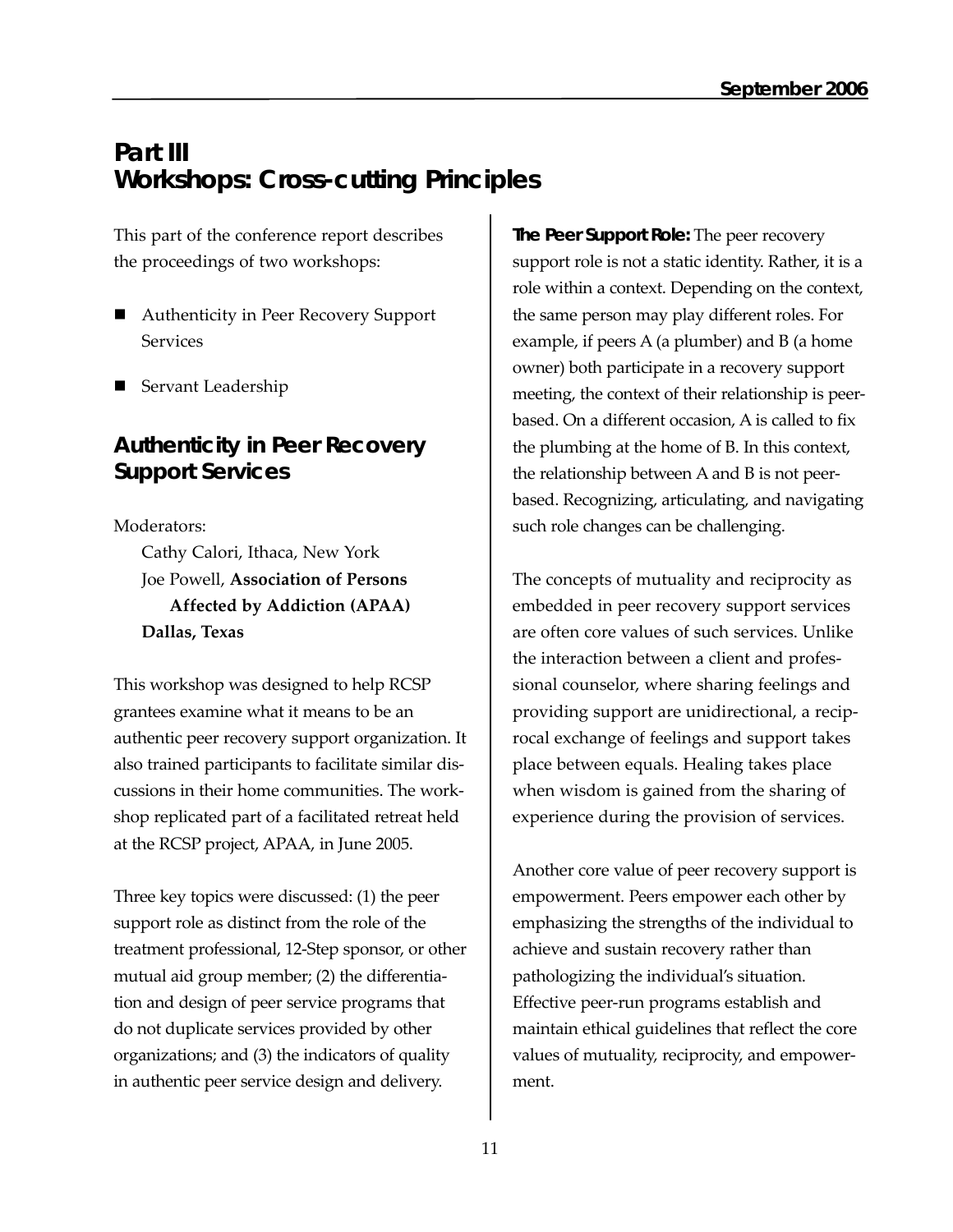# Part III
# Workshops: Cross-cutting Principles

This part of the conference report describes the proceedings of two workshops:

- Authenticity in Peer Recovery Support Services
- Servant Leadership

## Authenticity in Peer Recovery Support Services

Moderators:

Cathy Calori, Ithaca, New York
Joe Powell, **Association of Persons Affected by Addiction (APAA) Dallas, Texas**

This workshop was designed to help RCSP grantees examine what it means to be an authentic peer recovery support organization. It also trained participants to facilitate similar discussions in their home communities. The workshop replicated part of a facilitated retreat held at the RCSP project, APAA, in June 2005.

Three key topics were discussed: (1) the peer support role as distinct from the role of the treatment professional, 12-Step sponsor, or other mutual aid group member; (2) the differentiation and design of peer service programs that do not duplicate services provided by other organizations; and (3) the indicators of quality in authentic peer service design and delivery.

**The Peer Support Role:** The peer recovery support role is not a static identity. Rather, it is a role within a context. Depending on the context, the same person may play different roles. For example, if peers A (a plumber) and B (a home owner) both participate in a recovery support meeting, the context of their relationship is peer-based. On a different occasion, A is called to fix the plumbing at the home of B. In this context, the relationship between A and B is not peer-based. Recognizing, articulating, and navigating such role changes can be challenging.

The concepts of mutuality and reciprocity as embedded in peer recovery support services are often core values of such services. Unlike the interaction between a client and professional counselor, where sharing feelings and providing support are unidirectional, a reciprocal exchange of feelings and support takes place between equals. Healing takes place when wisdom is gained from the sharing of experience during the provision of services.

Another core value of peer recovery support is empowerment. Peers empower each other by emphasizing the strengths of the individual to achieve and sustain recovery rather than pathologizing the individual's situation. Effective peer-run programs establish and maintain ethical guidelines that reflect the core values of mutuality, reciprocity, and empowerment.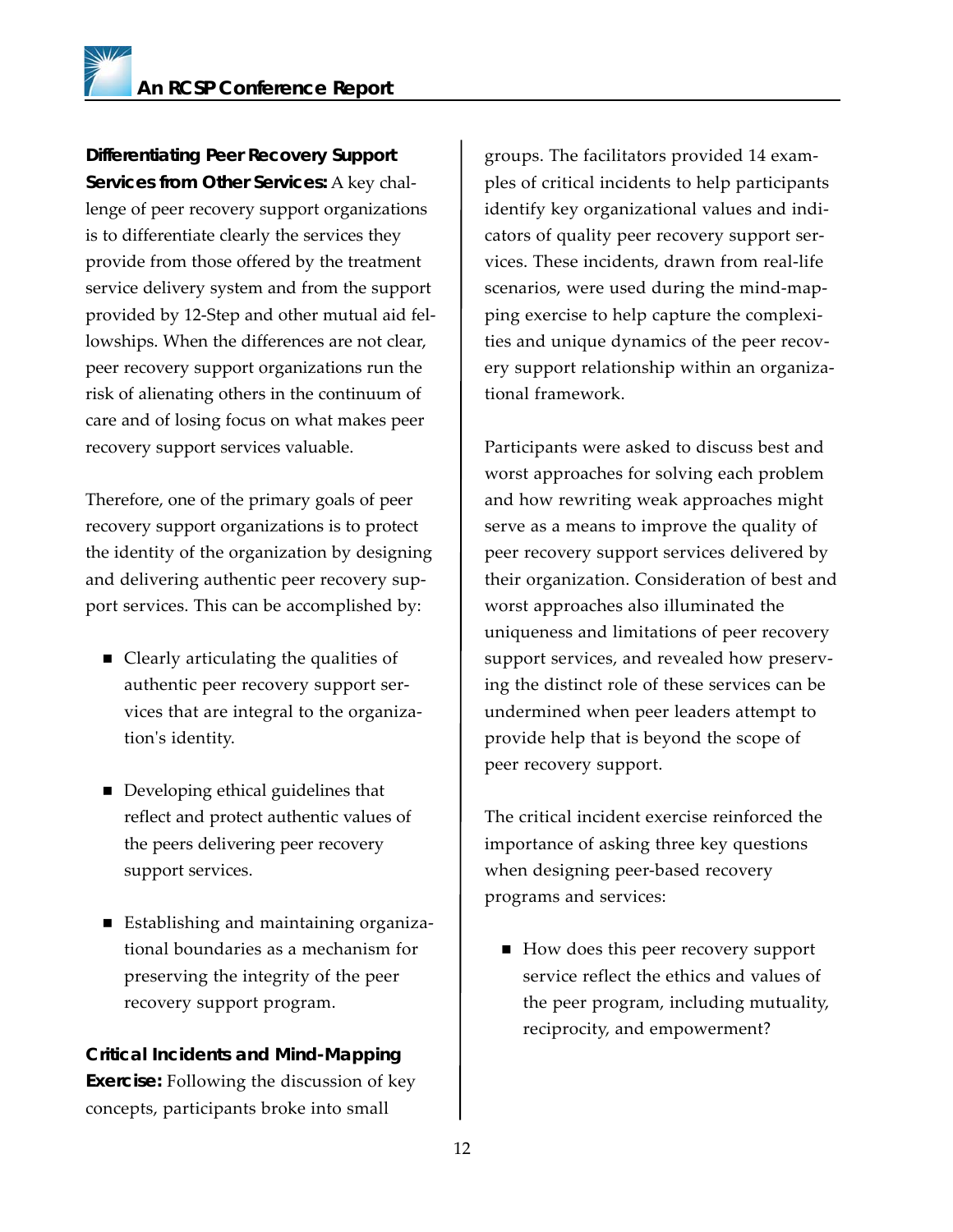**Differentiating Peer Recovery Support Services from Other Services:** A key challenge of peer recovery support organizations is to differentiate clearly the services they provide from those offered by the treatment service delivery system and from the support provided by 12-Step and other mutual aid fellowships. When the differences are not clear, peer recovery support organizations run the risk of alienating others in the continuum of care and of losing focus on what makes peer recovery support services valuable.

Therefore, one of the primary goals of peer recovery support organizations is to protect the identity of the organization by designing and delivering authentic peer recovery support services. This can be accomplished by:

- Clearly articulating the qualities of authentic peer recovery support services that are integral to the organization's identity.
- Developing ethical guidelines that reflect and protect authentic values of the peers delivering peer recovery support services.
- Establishing and maintaining organizational boundaries as a mechanism for preserving the integrity of the peer recovery support program.

**Critical Incidents and Mind-Mapping Exercise:** Following the discussion of key concepts, participants broke into small groups. The facilitators provided 14 examples of critical incidents to help participants identify key organizational values and indicators of quality peer recovery support services. These incidents, drawn from real-life scenarios, were used during the mind-mapping exercise to help capture the complexities and unique dynamics of the peer recovery support relationship within an organizational framework.

Participants were asked to discuss best and worst approaches for solving each problem and how rewriting weak approaches might serve as a means to improve the quality of peer recovery support services delivered by their organization. Consideration of best and worst approaches also illuminated the uniqueness and limitations of peer recovery support services, and revealed how preserving the distinct role of these services can be undermined when peer leaders attempt to provide help that is beyond the scope of peer recovery support.

The critical incident exercise reinforced the importance of asking three key questions when designing peer-based recovery programs and services:

- How does this peer recovery support service reflect the ethics and values of the peer program, including mutuality, reciprocity, and empowerment?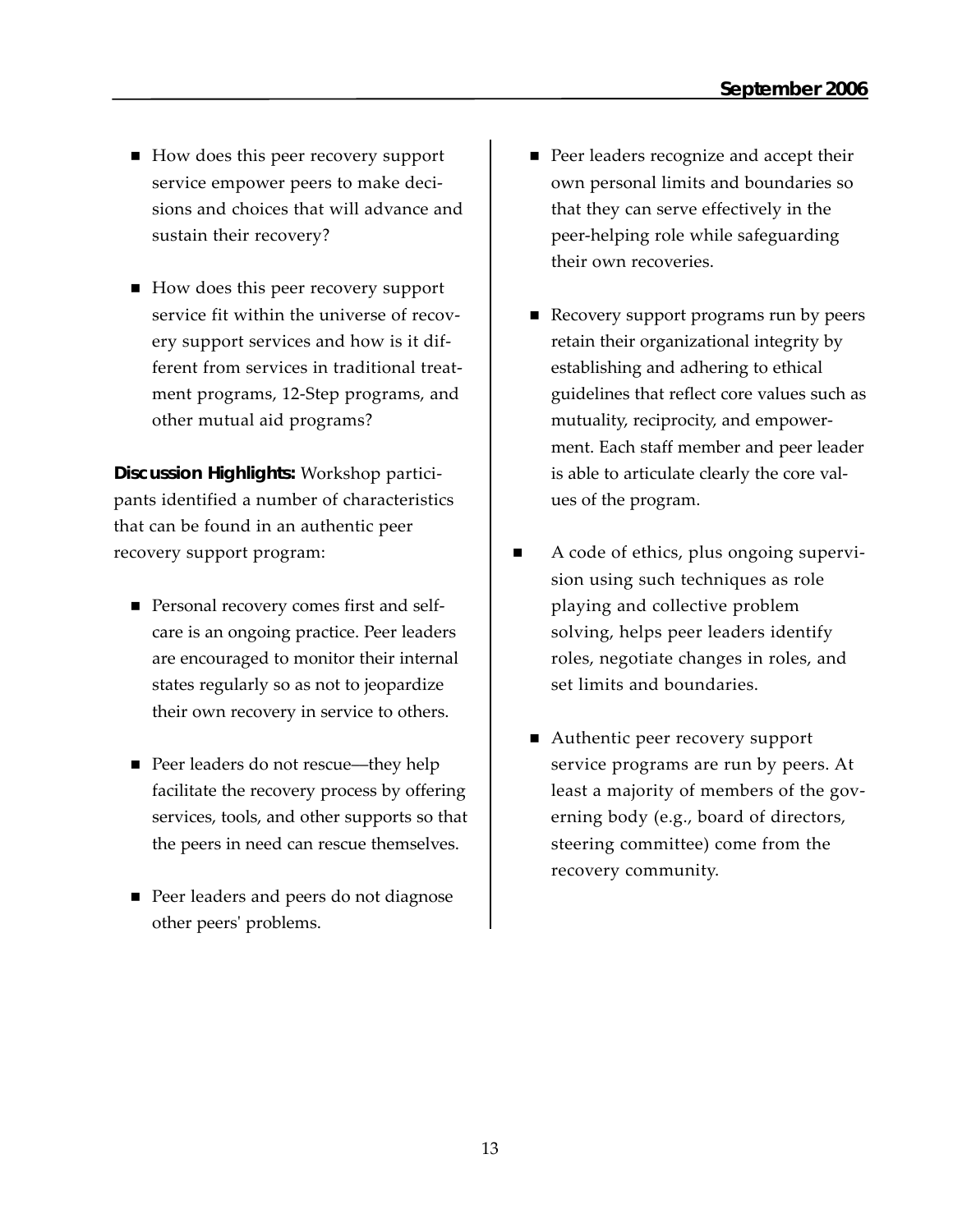- How does this peer recovery support service empower peers to make decisions and choices that will advance and sustain their recovery?

- How does this peer recovery support service fit within the universe of recovery support services and how is it different from services in traditional treatment programs, 12-Step programs, and other mutual aid programs?

**Discussion Highlights:** Workshop participants identified a number of characteristics that can be found in an authentic peer recovery support program:

- Personal recovery comes first and self-care is an ongoing practice. Peer leaders are encouraged to monitor their internal states regularly so as not to jeopardize their own recovery in service to others.

- Peer leaders do not rescue—they help facilitate the recovery process by offering services, tools, and other supports so that the peers in need can rescue themselves.

- Peer leaders and peers do not diagnose other peers' problems.

- Peer leaders recognize and accept their own personal limits and boundaries so that they can serve effectively in the peer-helping role while safeguarding their own recoveries.

- Recovery support programs run by peers retain their organizational integrity by establishing and adhering to ethical guidelines that reflect core values such as mutuality, reciprocity, and empowerment. Each staff member and peer leader is able to articulate clearly the core values of the program.

- A code of ethics, plus ongoing supervision using such techniques as role playing and collective problem solving, helps peer leaders identify roles, negotiate changes in roles, and set limits and boundaries.

- Authentic peer recovery support service programs are run by peers. At least a majority of members of the governing body (e.g., board of directors, steering committee) come from the recovery community.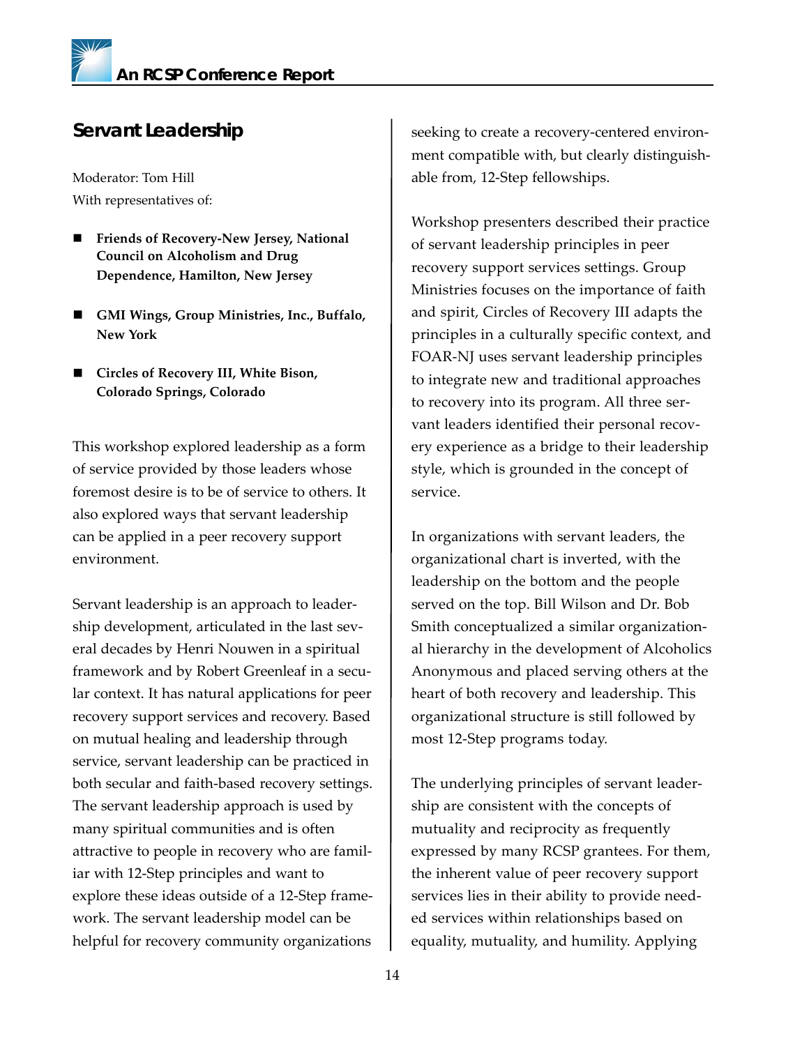## Servant Leadership

Moderator: Tom Hill
With representatives of:

- **Friends of Recovery-New Jersey, National Council on Alcoholism and Drug Dependence, Hamilton, New Jersey**
- **GMI Wings, Group Ministries, Inc., Buffalo, New York**
- **Circles of Recovery III, White Bison, Colorado Springs, Colorado**

This workshop explored leadership as a form of service provided by those leaders whose foremost desire is to be of service to others. It also explored ways that servant leadership can be applied in a peer recovery support environment.

Servant leadership is an approach to leadership development, articulated in the last several decades by Henri Nouwen in a spiritual framework and by Robert Greenleaf in a secular context. It has natural applications for peer recovery support services and recovery. Based on mutual healing and leadership through service, servant leadership can be practiced in both secular and faith-based recovery settings. The servant leadership approach is used by many spiritual communities and is often attractive to people in recovery who are familiar with 12-Step principles and want to explore these ideas outside of a 12-Step framework. The servant leadership model can be helpful for recovery community organizations seeking to create a recovery-centered environment compatible with, but clearly distinguishable from, 12-Step fellowships.

Workshop presenters described their practice of servant leadership principles in peer recovery support services settings. Group Ministries focuses on the importance of faith and spirit, Circles of Recovery III adapts the principles in a culturally specific context, and FOAR-NJ uses servant leadership principles to integrate new and traditional approaches to recovery into its program. All three servant leaders identified their personal recovery experience as a bridge to their leadership style, which is grounded in the concept of service.

In organizations with servant leaders, the organizational chart is inverted, with the leadership on the bottom and the people served on the top. Bill Wilson and Dr. Bob Smith conceptualized a similar organizational hierarchy in the development of Alcoholics Anonymous and placed serving others at the heart of both recovery and leadership. This organizational structure is still followed by most 12-Step programs today.

The underlying principles of servant leadership are consistent with the concepts of mutuality and reciprocity as frequently expressed by many RCSP grantees. For them, the inherent value of peer recovery support services lies in their ability to provide needed services within relationships based on equality, mutuality, and humility. Applying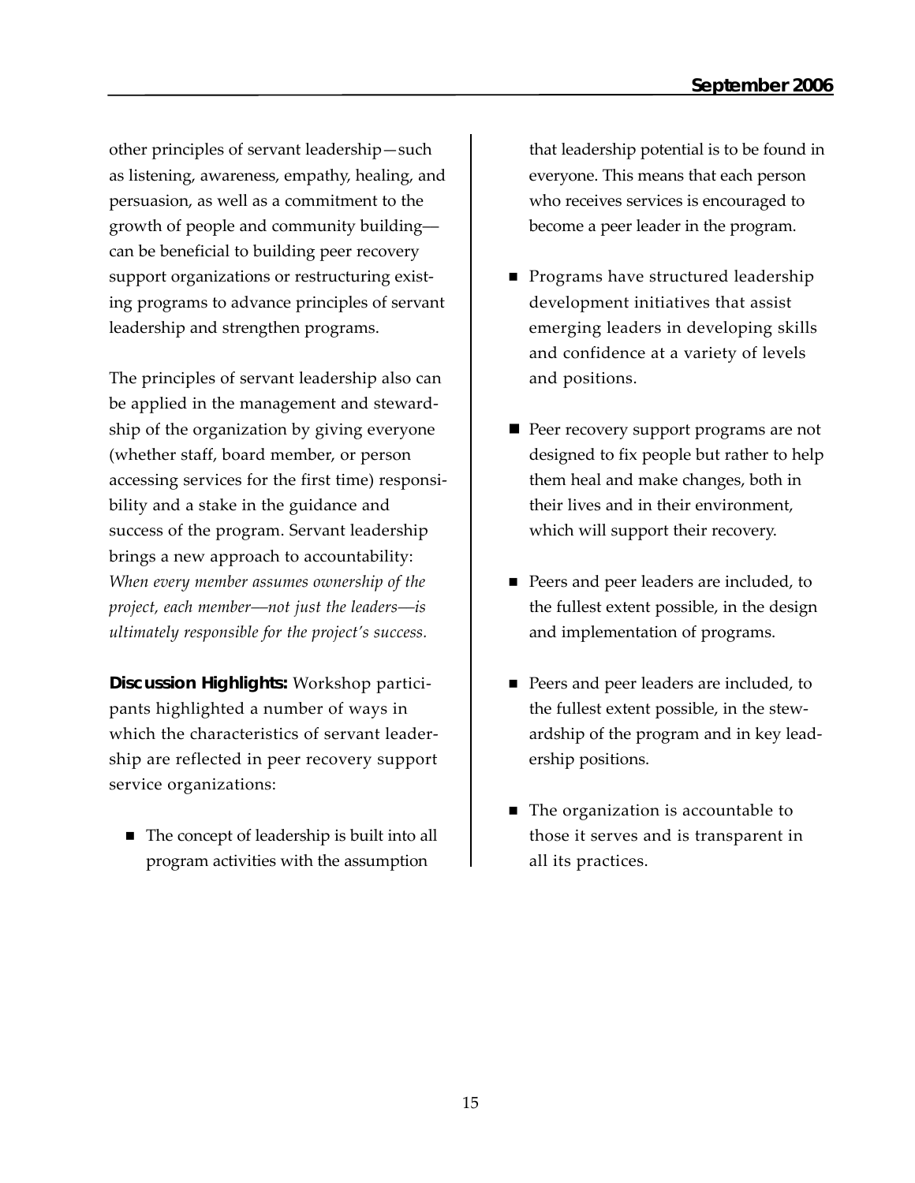other principles of servant leadership—such as listening, awareness, empathy, healing, and persuasion, as well as a commitment to the growth of people and community building—can be beneficial to building peer recovery support organizations or restructuring existing programs to advance principles of servant leadership and strengthen programs.

The principles of servant leadership also can be applied in the management and stewardship of the organization by giving everyone (whether staff, board member, or person accessing services for the first time) responsibility and a stake in the guidance and success of the program. Servant leadership brings a new approach to accountability: *When every member assumes ownership of the project, each member—not just the leaders—is ultimately responsible for the project's success.*

**Discussion Highlights:** Workshop participants highlighted a number of ways in which the characteristics of servant leadership are reflected in peer recovery support service organizations:

- The concept of leadership is built into all program activities with the assumption that leadership potential is to be found in everyone. This means that each person who receives services is encouraged to become a peer leader in the program.
- Programs have structured leadership development initiatives that assist emerging leaders in developing skills and confidence at a variety of levels and positions.
- Peer recovery support programs are not designed to fix people but rather to help them heal and make changes, both in their lives and in their environment, which will support their recovery.
- Peers and peer leaders are included, to the fullest extent possible, in the design and implementation of programs.
- Peers and peer leaders are included, to the fullest extent possible, in the stewardship of the program and in key leadership positions.
- The organization is accountable to those it serves and is transparent in all its practices.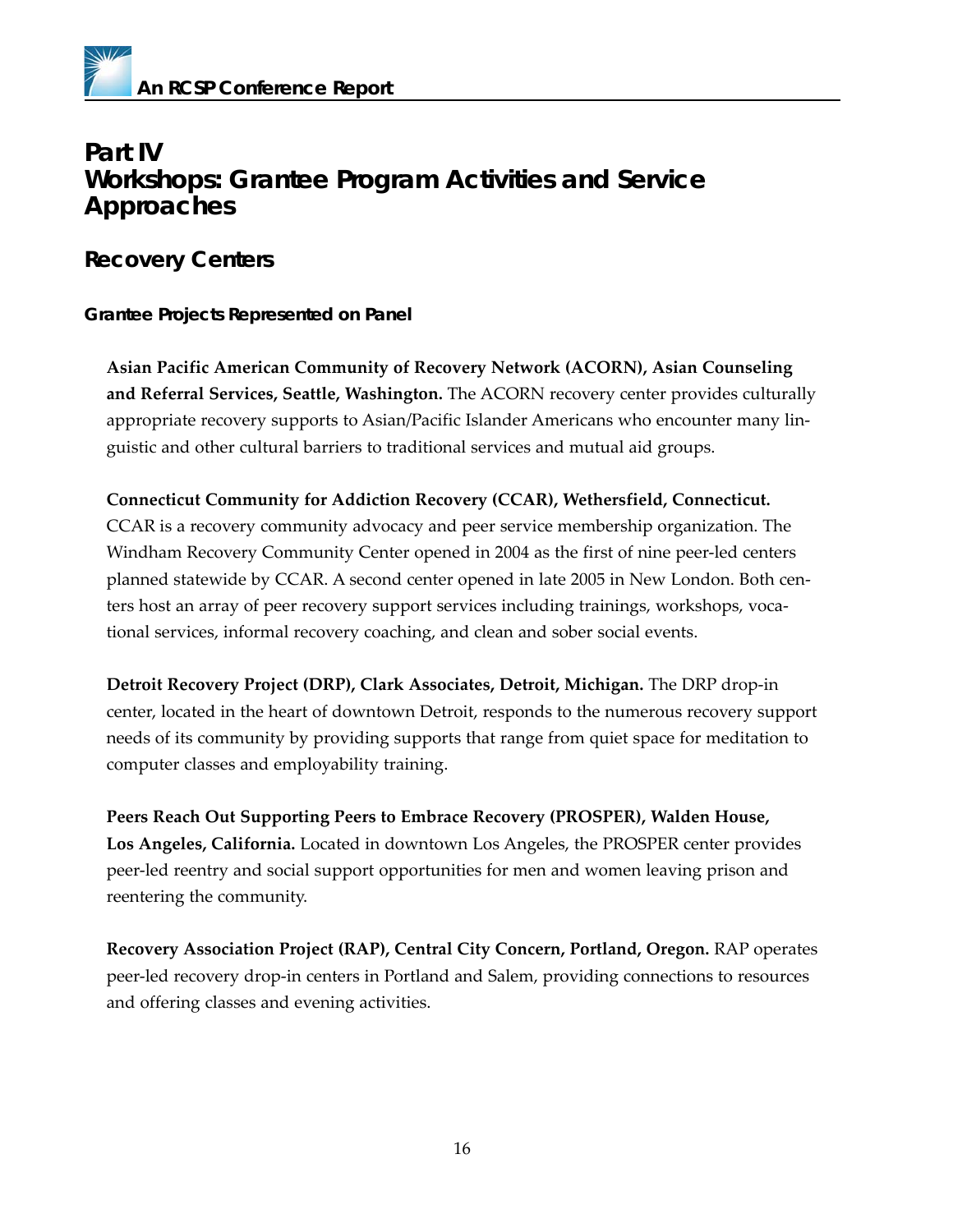# Part IV
# Workshops: Grantee Program Activities and Service Approaches

## Recovery Centers

### Grantee Projects Represented on Panel

**Asian Pacific American Community of Recovery Network (ACORN), Asian Counseling and Referral Services, Seattle, Washington.** The ACORN recovery center provides culturally appropriate recovery supports to Asian/Pacific Islander Americans who encounter many linguistic and other cultural barriers to traditional services and mutual aid groups.

**Connecticut Community for Addiction Recovery (CCAR), Wethersfield, Connecticut.** CCAR is a recovery community advocacy and peer service membership organization. The Windham Recovery Community Center opened in 2004 as the first of nine peer-led centers planned statewide by CCAR. A second center opened in late 2005 in New London. Both centers host an array of peer recovery support services including trainings, workshops, vocational services, informal recovery coaching, and clean and sober social events.

**Detroit Recovery Project (DRP), Clark Associates, Detroit, Michigan.** The DRP drop-in center, located in the heart of downtown Detroit, responds to the numerous recovery support needs of its community by providing supports that range from quiet space for meditation to computer classes and employability training.

**Peers Reach Out Supporting Peers to Embrace Recovery (PROSPER), Walden House, Los Angeles, California.** Located in downtown Los Angeles, the PROSPER center provides peer-led reentry and social support opportunities for men and women leaving prison and reentering the community.

**Recovery Association Project (RAP), Central City Concern, Portland, Oregon.** RAP operates peer-led recovery drop-in centers in Portland and Salem, providing connections to resources and offering classes and evening activities.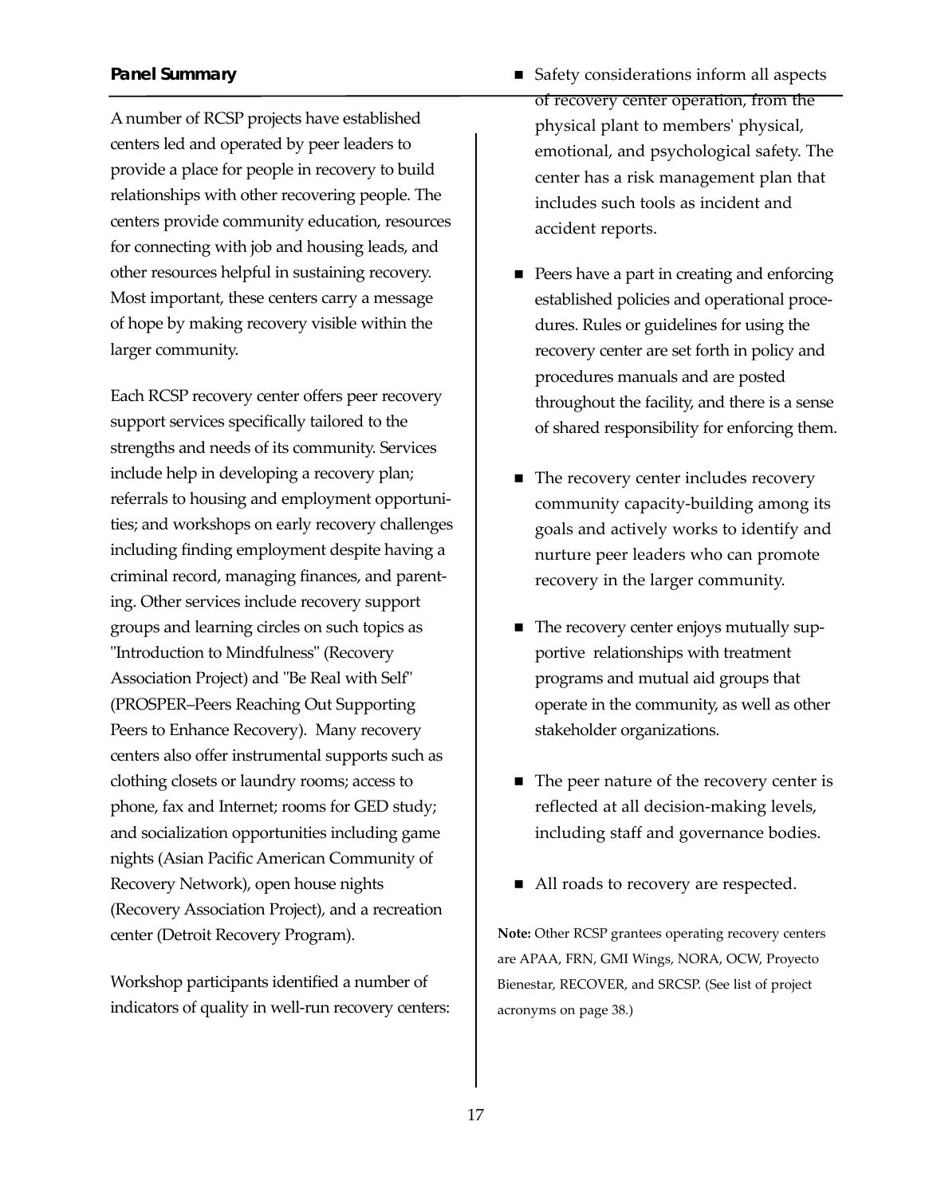### Panel Summary

A number of RCSP projects have established centers led and operated by peer leaders to provide a place for people in recovery to build relationships with other recovering people. The centers provide community education, resources for connecting with job and housing leads, and other resources helpful in sustaining recovery. Most important, these centers carry a message of hope by making recovery visible within the larger community.

Each RCSP recovery center offers peer recovery support services specifically tailored to the strengths and needs of its community. Services include help in developing a recovery plan; referrals to housing and employment opportunities; and workshops on early recovery challenges including finding employment despite having a criminal record, managing finances, and parenting. Other services include recovery support groups and learning circles on such topics as "Introduction to Mindfulness" (Recovery Association Project) and "Be Real with Self" (PROSPER–Peers Reaching Out Supporting Peers to Enhance Recovery). Many recovery centers also offer instrumental supports such as clothing closets or laundry rooms; access to phone, fax and Internet; rooms for GED study; and socialization opportunities including game nights (Asian Pacific American Community of Recovery Network), open house nights (Recovery Association Project), and a recreation center (Detroit Recovery Program).

Workshop participants identified a number of indicators of quality in well-run recovery centers:

- Safety considerations inform all aspects of recovery center operation, from the physical plant to members' physical, emotional, and psychological safety. The center has a risk management plan that includes such tools as incident and accident reports.
- Peers have a part in creating and enforcing established policies and operational procedures. Rules or guidelines for using the recovery center are set forth in policy and procedures manuals and are posted throughout the facility, and there is a sense of shared responsibility for enforcing them.
- The recovery center includes recovery community capacity-building among its goals and actively works to identify and nurture peer leaders who can promote recovery in the larger community.
- The recovery center enjoys mutually supportive relationships with treatment programs and mutual aid groups that operate in the community, as well as other stakeholder organizations.
- The peer nature of the recovery center is reflected at all decision-making levels, including staff and governance bodies.
- All roads to recovery are respected.

**Note:** Other RCSP grantees operating recovery centers are APAA, FRN, GMI Wings, NORA, OCW, Proyecto Bienestar, RECOVER, and SRCSP. (See list of project acronyms on page 38.)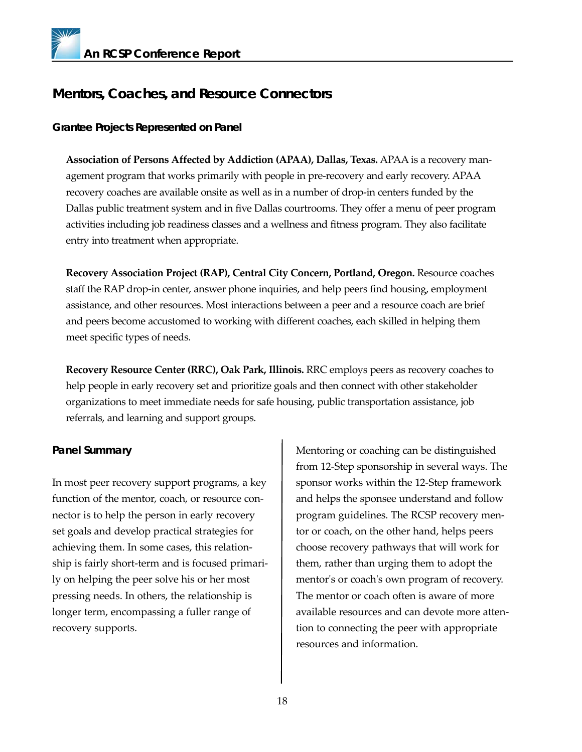## Mentors, Coaches, and Resource Connectors

### Grantee Projects Represented on Panel

**Association of Persons Affected by Addiction (APAA), Dallas, Texas.** APAA is a recovery management program that works primarily with people in pre-recovery and early recovery. APAA recovery coaches are available onsite as well as in a number of drop-in centers funded by the Dallas public treatment system and in five Dallas courtrooms. They offer a menu of peer program activities including job readiness classes and a wellness and fitness program. They also facilitate entry into treatment when appropriate.

**Recovery Association Project (RAP), Central City Concern, Portland, Oregon.** Resource coaches staff the RAP drop-in center, answer phone inquiries, and help peers find housing, employment assistance, and other resources. Most interactions between a peer and a resource coach are brief and peers become accustomed to working with different coaches, each skilled in helping them meet specific types of needs.

**Recovery Resource Center (RRC), Oak Park, Illinois.** RRC employs peers as recovery coaches to help people in early recovery set and prioritize goals and then connect with other stakeholder organizations to meet immediate needs for safe housing, public transportation assistance, job referrals, and learning and support groups.

### Panel Summary

In most peer recovery support programs, a key function of the mentor, coach, or resource connector is to help the person in early recovery set goals and develop practical strategies for achieving them. In some cases, this relationship is fairly short-term and is focused primarily on helping the peer solve his or her most pressing needs. In others, the relationship is longer term, encompassing a fuller range of recovery supports.

Mentoring or coaching can be distinguished from 12-Step sponsorship in several ways. The sponsor works within the 12-Step framework and helps the sponsee understand and follow program guidelines. The RCSP recovery mentor or coach, on the other hand, helps peers choose recovery pathways that will work for them, rather than urging them to adopt the mentor's or coach's own program of recovery. The mentor or coach often is aware of more available resources and can devote more attention to connecting the peer with appropriate resources and information.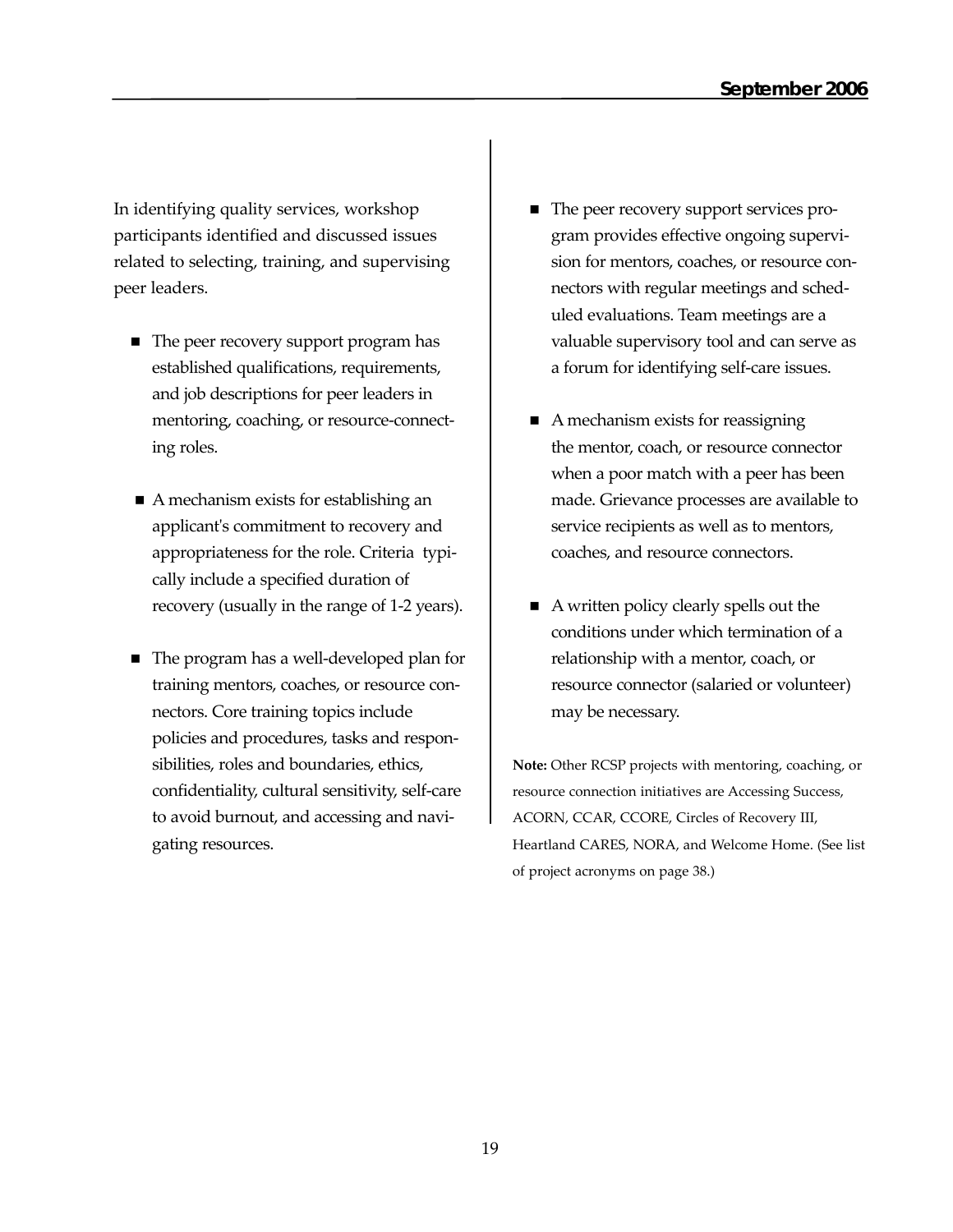In identifying quality services, workshop participants identified and discussed issues related to selecting, training, and supervising peer leaders.

- The peer recovery support program has established qualifications, requirements, and job descriptions for peer leaders in mentoring, coaching, or resource-connecting roles.
- A mechanism exists for establishing an applicant's commitment to recovery and appropriateness for the role. Criteria typically include a specified duration of recovery (usually in the range of 1-2 years).
- The program has a well-developed plan for training mentors, coaches, or resource connectors. Core training topics include policies and procedures, tasks and responsibilities, roles and boundaries, ethics, confidentiality, cultural sensitivity, self-care to avoid burnout, and accessing and navigating resources.
- The peer recovery support services program provides effective ongoing supervision for mentors, coaches, or resource connectors with regular meetings and scheduled evaluations. Team meetings are a valuable supervisory tool and can serve as a forum for identifying self-care issues.
- A mechanism exists for reassigning the mentor, coach, or resource connector when a poor match with a peer has been made. Grievance processes are available to service recipients as well as to mentors, coaches, and resource connectors.
- A written policy clearly spells out the conditions under which termination of a relationship with a mentor, coach, or resource connector (salaried or volunteer) may be necessary.

**Note:** Other RCSP projects with mentoring, coaching, or resource connection initiatives are Accessing Success, ACORN, CCAR, CCORE, Circles of Recovery III, Heartland CARES, NORA, and Welcome Home. (See list of project acronyms on page 38.)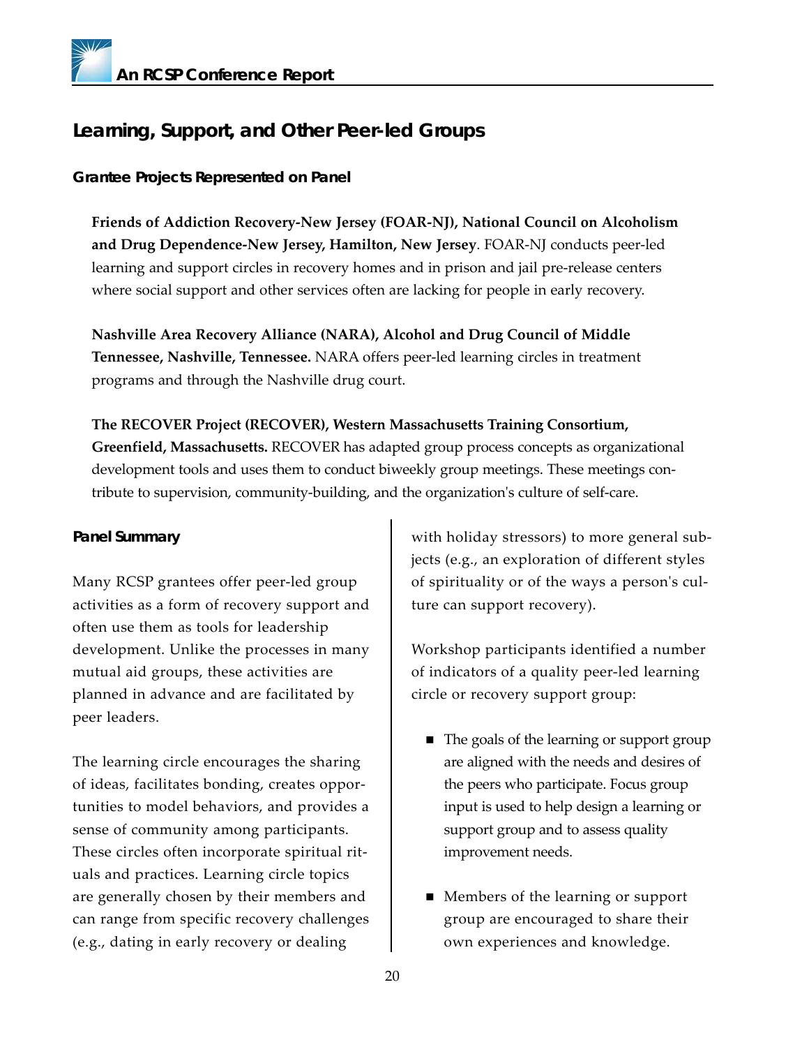## Learning, Support, and Other Peer-led Groups

### Grantee Projects Represented on Panel

**Friends of Addiction Recovery-New Jersey (FOAR-NJ), National Council on Alcoholism and Drug Dependence-New Jersey, Hamilton, New Jersey**. FOAR-NJ conducts peer-led learning and support circles in recovery homes and in prison and jail pre-release centers where social support and other services often are lacking for people in early recovery.

**Nashville Area Recovery Alliance (NARA), Alcohol and Drug Council of Middle Tennessee, Nashville, Tennessee.** NARA offers peer-led learning circles in treatment programs and through the Nashville drug court.

**The RECOVER Project (RECOVER), Western Massachusetts Training Consortium, Greenfield, Massachusetts.** RECOVER has adapted group process concepts as organizational development tools and uses them to conduct biweekly group meetings. These meetings contribute to supervision, community-building, and the organization's culture of self-care.

### Panel Summary

Many RCSP grantees offer peer-led group activities as a form of recovery support and often use them as tools for leadership development. Unlike the processes in many mutual aid groups, these activities are planned in advance and are facilitated by peer leaders.

The learning circle encourages the sharing of ideas, facilitates bonding, creates opportunities to model behaviors, and provides a sense of community among participants. These circles often incorporate spiritual rituals and practices. Learning circle topics are generally chosen by their members and can range from specific recovery challenges (e.g., dating in early recovery or dealing with holiday stressors) to more general subjects (e.g., an exploration of different styles of spirituality or of the ways a person's culture can support recovery).

Workshop participants identified a number of indicators of a quality peer-led learning circle or recovery support group:

- The goals of the learning or support group are aligned with the needs and desires of the peers who participate. Focus group input is used to help design a learning or support group and to assess quality improvement needs.
- Members of the learning or support group are encouraged to share their own experiences and knowledge.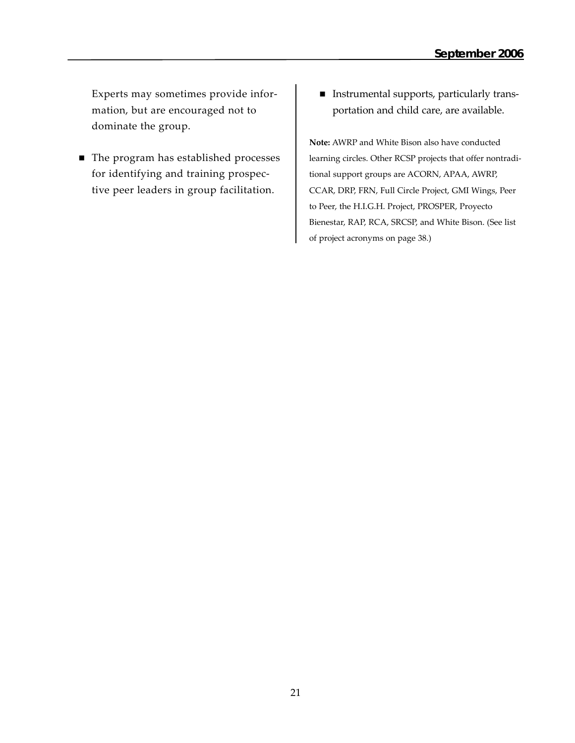Experts may sometimes provide information, but are encouraged not to dominate the group.

- The program has established processes for identifying and training prospective peer leaders in group facilitation.
- Instrumental supports, particularly transportation and child care, are available.

**Note:** AWRP and White Bison also have conducted learning circles. Other RCSP projects that offer nontraditional support groups are ACORN, APAA, AWRP, CCAR, DRP, FRN, Full Circle Project, GMI Wings, Peer to Peer, the H.I.G.H. Project, PROSPER, Proyecto Bienestar, RAP, RCA, SRCSP, and White Bison. (See list of project acronyms on page 38.)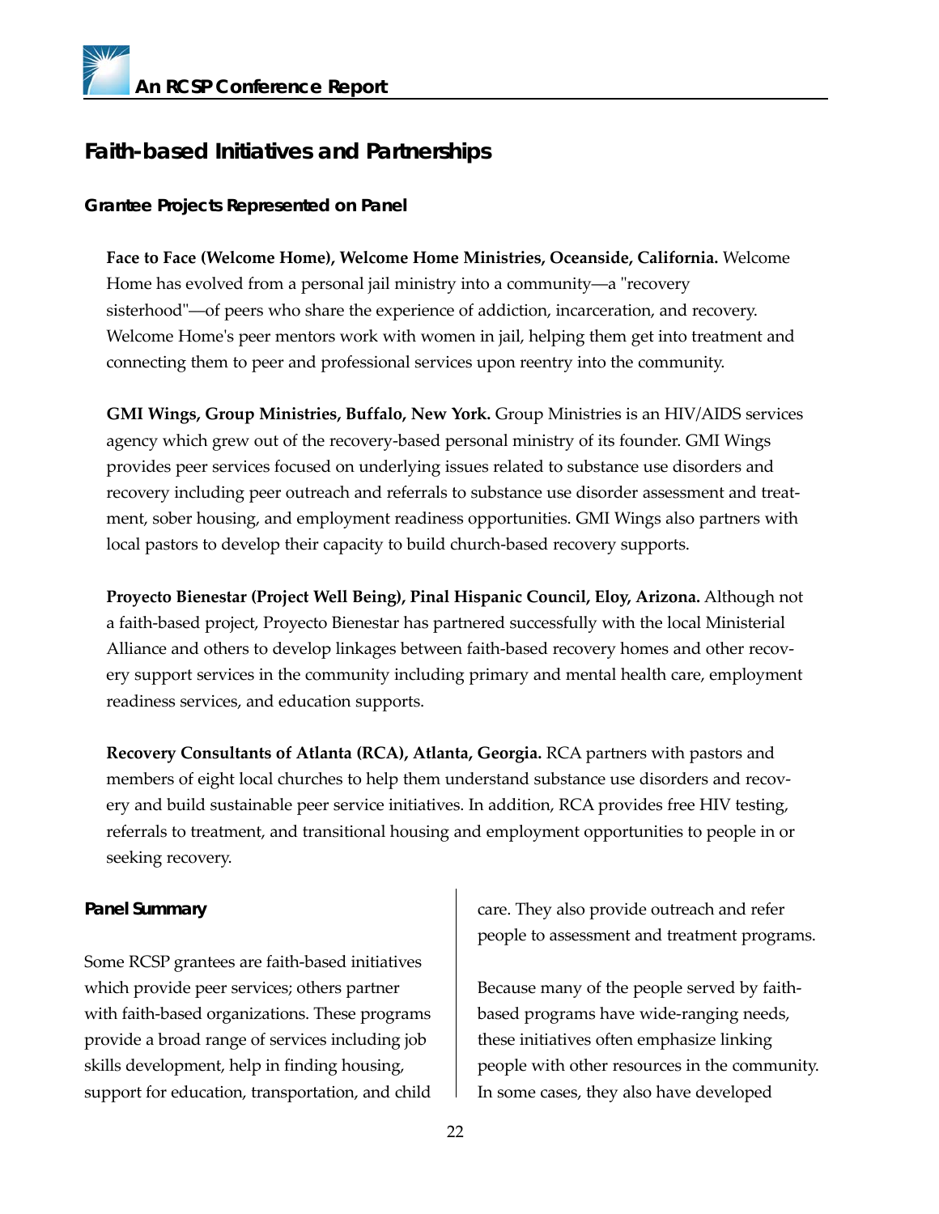## Faith-based Initiatives and Partnerships

### Grantee Projects Represented on Panel

**Face to Face (Welcome Home), Welcome Home Ministries, Oceanside, California.** Welcome Home has evolved from a personal jail ministry into a community—a "recovery sisterhood"—of peers who share the experience of addiction, incarceration, and recovery. Welcome Home's peer mentors work with women in jail, helping them get into treatment and connecting them to peer and professional services upon reentry into the community.

**GMI Wings, Group Ministries, Buffalo, New York.** Group Ministries is an HIV/AIDS services agency which grew out of the recovery-based personal ministry of its founder. GMI Wings provides peer services focused on underlying issues related to substance use disorders and recovery including peer outreach and referrals to substance use disorder assessment and treatment, sober housing, and employment readiness opportunities. GMI Wings also partners with local pastors to develop their capacity to build church-based recovery supports.

**Proyecto Bienestar (Project Well Being), Pinal Hispanic Council, Eloy, Arizona.** Although not a faith-based project, Proyecto Bienestar has partnered successfully with the local Ministerial Alliance and others to develop linkages between faith-based recovery homes and other recovery support services in the community including primary and mental health care, employment readiness services, and education supports.

**Recovery Consultants of Atlanta (RCA), Atlanta, Georgia.** RCA partners with pastors and members of eight local churches to help them understand substance use disorders and recovery and build sustainable peer service initiatives. In addition, RCA provides free HIV testing, referrals to treatment, and transitional housing and employment opportunities to people in or seeking recovery.

### Panel Summary

Some RCSP grantees are faith-based initiatives which provide peer services; others partner with faith-based organizations. These programs provide a broad range of services including job skills development, help in finding housing, support for education, transportation, and child care. They also provide outreach and refer people to assessment and treatment programs.

Because many of the people served by faith-based programs have wide-ranging needs, these initiatives often emphasize linking people with other resources in the community. In some cases, they also have developed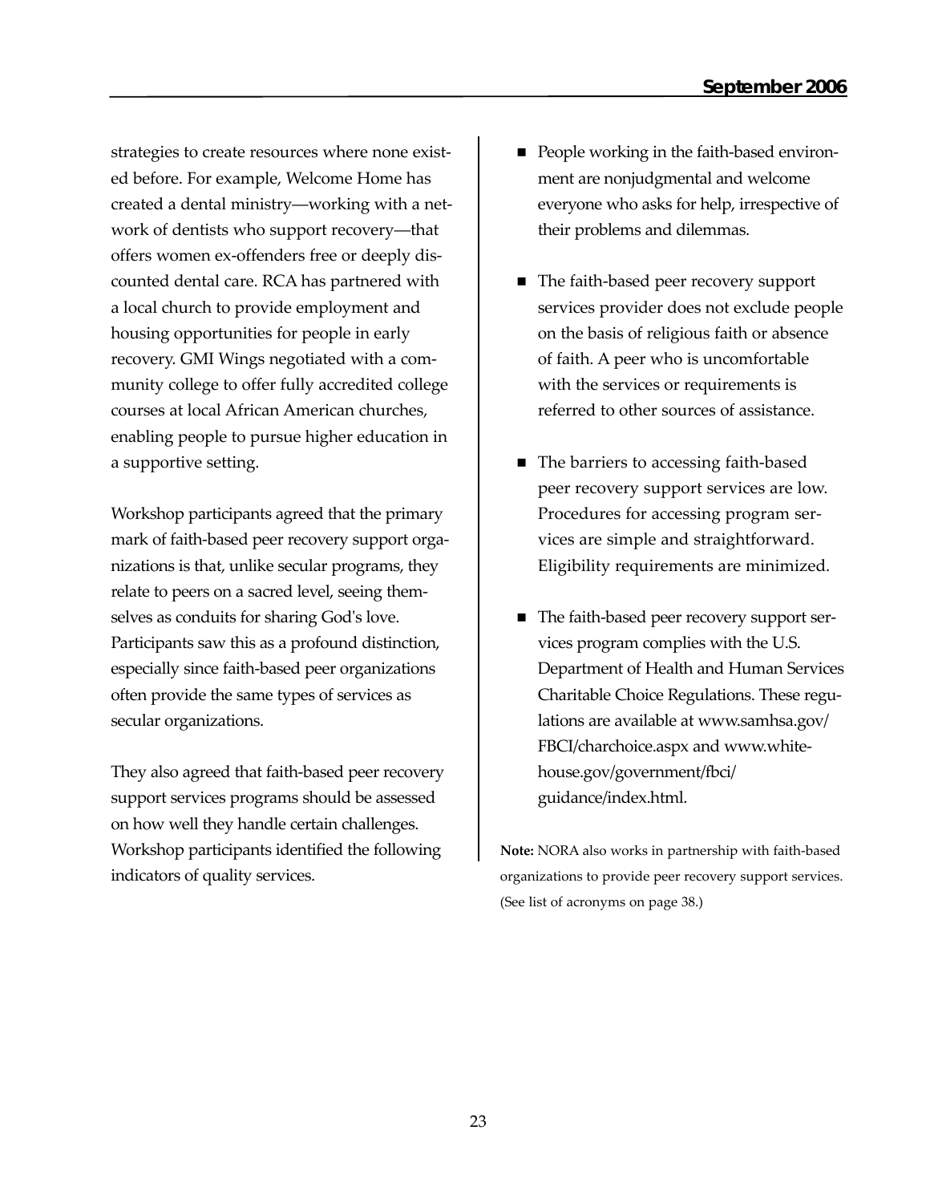strategies to create resources where none existed before. For example, Welcome Home has created a dental ministry—working with a network of dentists who support recovery—that offers women ex-offenders free or deeply discounted dental care. RCA has partnered with a local church to provide employment and housing opportunities for people in early recovery. GMI Wings negotiated with a community college to offer fully accredited college courses at local African American churches, enabling people to pursue higher education in a supportive setting.

Workshop participants agreed that the primary mark of faith-based peer recovery support organizations is that, unlike secular programs, they relate to peers on a sacred level, seeing themselves as conduits for sharing God's love. Participants saw this as a profound distinction, especially since faith-based peer organizations often provide the same types of services as secular organizations.

They also agreed that faith-based peer recovery support services programs should be assessed on how well they handle certain challenges. Workshop participants identified the following indicators of quality services.

- People working in the faith-based environment are nonjudgmental and welcome everyone who asks for help, irrespective of their problems and dilemmas.
- The faith-based peer recovery support services provider does not exclude people on the basis of religious faith or absence of faith. A peer who is uncomfortable with the services or requirements is referred to other sources of assistance.
- The barriers to accessing faith-based peer recovery support services are low. Procedures for accessing program services are simple and straightforward. Eligibility requirements are minimized.
- The faith-based peer recovery support services program complies with the U.S. Department of Health and Human Services Charitable Choice Regulations. These regulations are available at www.samhsa.gov/FBCI/charchoice.aspx and www.whitehouse.gov/government/fbci/guidance/index.html.

**Note:** NORA also works in partnership with faith-based organizations to provide peer recovery support services. (See list of acronyms on page 38.)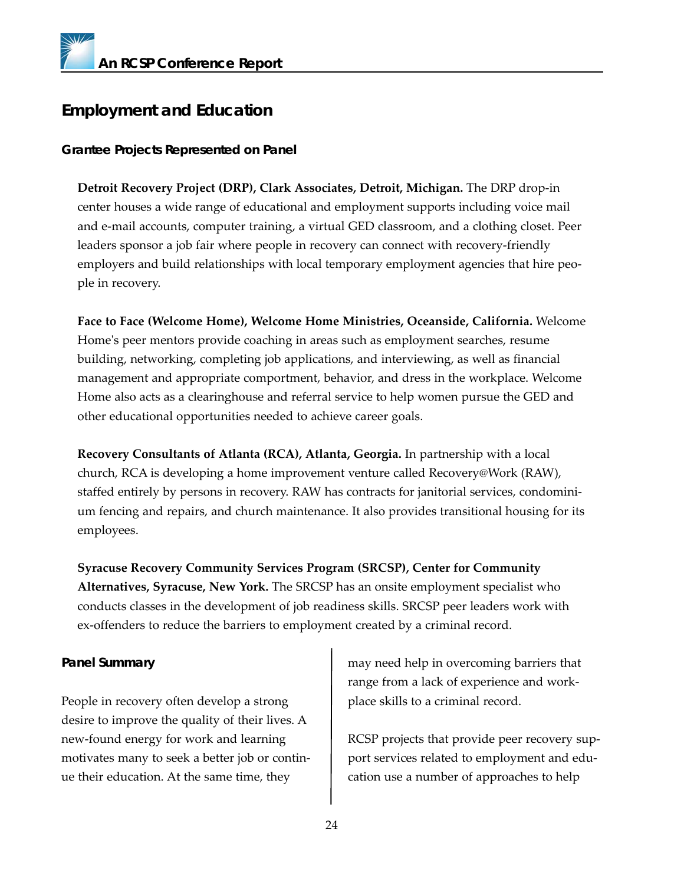## Employment and Education

### Grantee Projects Represented on Panel

**Detroit Recovery Project (DRP), Clark Associates, Detroit, Michigan.** The DRP drop-in center houses a wide range of educational and employment supports including voice mail and e-mail accounts, computer training, a virtual GED classroom, and a clothing closet. Peer leaders sponsor a job fair where people in recovery can connect with recovery-friendly employers and build relationships with local temporary employment agencies that hire people in recovery.

**Face to Face (Welcome Home), Welcome Home Ministries, Oceanside, California.** Welcome Home's peer mentors provide coaching in areas such as employment searches, resume building, networking, completing job applications, and interviewing, as well as financial management and appropriate comportment, behavior, and dress in the workplace. Welcome Home also acts as a clearinghouse and referral service to help women pursue the GED and other educational opportunities needed to achieve career goals.

**Recovery Consultants of Atlanta (RCA), Atlanta, Georgia.** In partnership with a local church, RCA is developing a home improvement venture called Recovery@Work (RAW), staffed entirely by persons in recovery. RAW has contracts for janitorial services, condominium fencing and repairs, and church maintenance. It also provides transitional housing for its employees.

**Syracuse Recovery Community Services Program (SRCSP), Center for Community Alternatives, Syracuse, New York.** The SRCSP has an onsite employment specialist who conducts classes in the development of job readiness skills. SRCSP peer leaders work with ex-offenders to reduce the barriers to employment created by a criminal record.

### Panel Summary

People in recovery often develop a strong desire to improve the quality of their lives. A new-found energy for work and learning motivates many to seek a better job or continue their education. At the same time, they may need help in overcoming barriers that range from a lack of experience and workplace skills to a criminal record.

RCSP projects that provide peer recovery support services related to employment and education use a number of approaches to help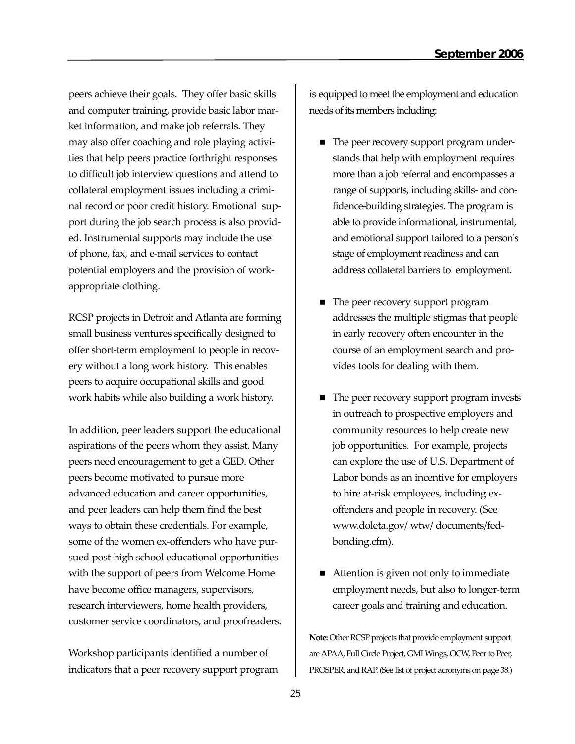peers achieve their goals. They offer basic skills and computer training, provide basic labor market information, and make job referrals. They may also offer coaching and role playing activities that help peers practice forthright responses to difficult job interview questions and attend to collateral employment issues including a criminal record or poor credit history. Emotional support during the job search process is also provided. Instrumental supports may include the use of phone, fax, and e-mail services to contact potential employers and the provision of work-appropriate clothing.

RCSP projects in Detroit and Atlanta are forming small business ventures specifically designed to offer short-term employment to people in recovery without a long work history. This enables peers to acquire occupational skills and good work habits while also building a work history.

In addition, peer leaders support the educational aspirations of the peers whom they assist. Many peers need encouragement to get a GED. Other peers become motivated to pursue more advanced education and career opportunities, and peer leaders can help them find the best ways to obtain these credentials. For example, some of the women ex-offenders who have pursued post-high school educational opportunities with the support of peers from Welcome Home have become office managers, supervisors, research interviewers, home health providers, customer service coordinators, and proofreaders.

Workshop participants identified a number of indicators that a peer recovery support program is equipped to meet the employment and education needs of its members including:

- The peer recovery support program understands that help with employment requires more than a job referral and encompasses a range of supports, including skills- and confidence-building strategies. The program is able to provide informational, instrumental, and emotional support tailored to a person's stage of employment readiness and can address collateral barriers to employment.
- The peer recovery support program addresses the multiple stigmas that people in early recovery often encounter in the course of an employment search and provides tools for dealing with them.
- The peer recovery support program invests in outreach to prospective employers and community resources to help create new job opportunities. For example, projects can explore the use of U.S. Department of Labor bonds as an incentive for employers to hire at-risk employees, including ex-offenders and people in recovery. (See www.doleta.gov/ wtw/ documents/fed-bonding.cfm).
- Attention is given not only to immediate employment needs, but also to longer-term career goals and training and education.

**Note:** Other RCSP projects that provide employment support are APAA, Full Circle Project, GMI Wings, OCW, Peer to Peer, PROSPER, and RAP. (See list of project acronyms on page 38.)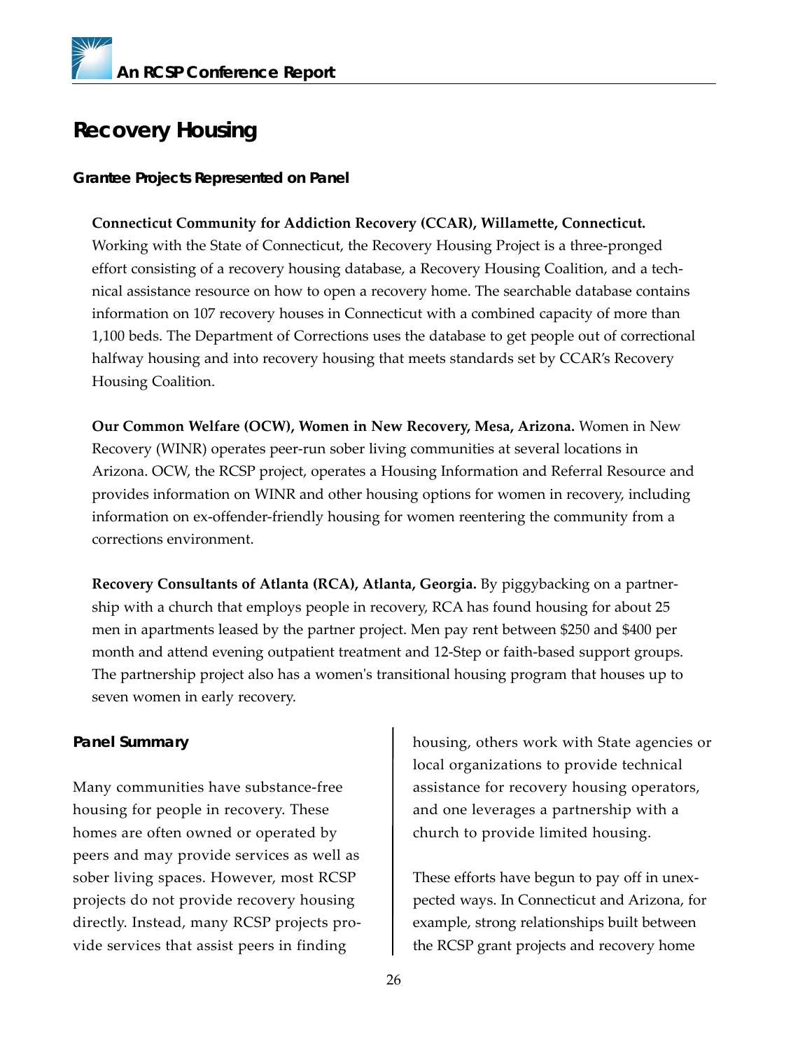# Recovery Housing

## Grantee Projects Represented on Panel

**Connecticut Community for Addiction Recovery (CCAR), Willamette, Connecticut.** Working with the State of Connecticut, the Recovery Housing Project is a three-pronged effort consisting of a recovery housing database, a Recovery Housing Coalition, and a technical assistance resource on how to open a recovery home. The searchable database contains information on 107 recovery houses in Connecticut with a combined capacity of more than 1,100 beds. The Department of Corrections uses the database to get people out of correctional halfway housing and into recovery housing that meets standards set by CCAR's Recovery Housing Coalition.

**Our Common Welfare (OCW), Women in New Recovery, Mesa, Arizona.** Women in New Recovery (WINR) operates peer-run sober living communities at several locations in Arizona. OCW, the RCSP project, operates a Housing Information and Referral Resource and provides information on WINR and other housing options for women in recovery, including information on ex-offender-friendly housing for women reentering the community from a corrections environment.

**Recovery Consultants of Atlanta (RCA), Atlanta, Georgia.** By piggybacking on a partnership with a church that employs people in recovery, RCA has found housing for about 25 men in apartments leased by the partner project. Men pay rent between $250 and $400 per month and attend evening outpatient treatment and 12-Step or faith-based support groups. The partnership project also has a women's transitional housing program that houses up to seven women in early recovery.

## Panel Summary

Many communities have substance-free housing for people in recovery. These homes are often owned or operated by peers and may provide services as well as sober living spaces. However, most RCSP projects do not provide recovery housing directly. Instead, many RCSP projects provide services that assist peers in finding housing, others work with State agencies or local organizations to provide technical assistance for recovery housing operators, and one leverages a partnership with a church to provide limited housing.

These efforts have begun to pay off in unexpected ways. In Connecticut and Arizona, for example, strong relationships built between the RCSP grant projects and recovery home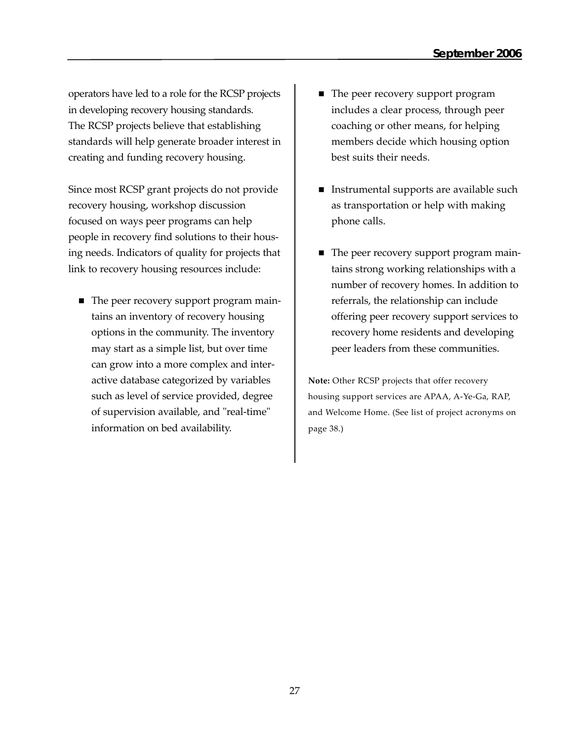operators have led to a role for the RCSP projects in developing recovery housing standards. The RCSP projects believe that establishing standards will help generate broader interest in creating and funding recovery housing.

Since most RCSP grant projects do not provide recovery housing, workshop discussion focused on ways peer programs can help people in recovery find solutions to their housing needs. Indicators of quality for projects that link to recovery housing resources include:

- The peer recovery support program maintains an inventory of recovery housing options in the community. The inventory may start as a simple list, but over time can grow into a more complex and interactive database categorized by variables such as level of service provided, degree of supervision available, and "real-time" information on bed availability.
- The peer recovery support program includes a clear process, through peer coaching or other means, for helping members decide which housing option best suits their needs.
- Instrumental supports are available such as transportation or help with making phone calls.
- The peer recovery support program maintains strong working relationships with a number of recovery homes. In addition to referrals, the relationship can include offering peer recovery support services to recovery home residents and developing peer leaders from these communities.

**Note:** Other RCSP projects that offer recovery housing support services are APAA, A-Ye-Ga, RAP, and Welcome Home. (See list of project acronyms on page 38.)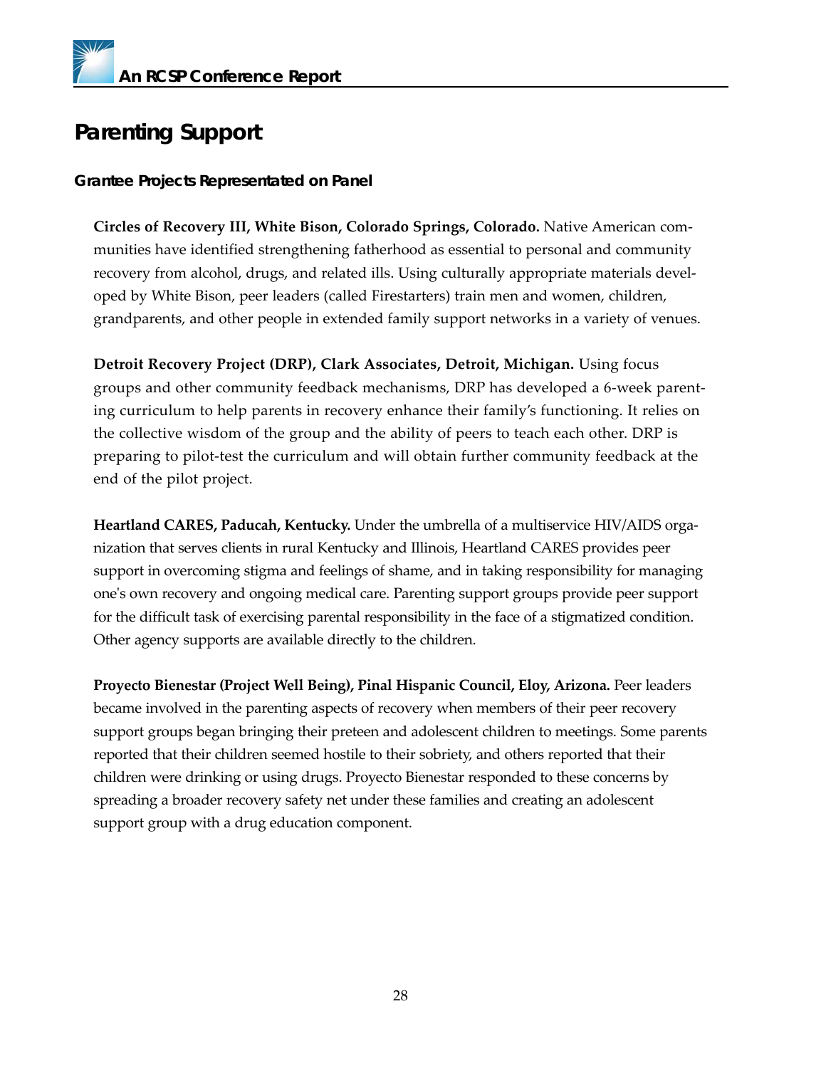# Parenting Support

### Grantee Projects Representated on Panel

**Circles of Recovery III, White Bison, Colorado Springs, Colorado.** Native American communities have identified strengthening fatherhood as essential to personal and community recovery from alcohol, drugs, and related ills. Using culturally appropriate materials developed by White Bison, peer leaders (called Firestarters) train men and women, children, grandparents, and other people in extended family support networks in a variety of venues.

**Detroit Recovery Project (DRP), Clark Associates, Detroit, Michigan.** Using focus groups and other community feedback mechanisms, DRP has developed a 6-week parenting curriculum to help parents in recovery enhance their family's functioning. It relies on the collective wisdom of the group and the ability of peers to teach each other. DRP is preparing to pilot-test the curriculum and will obtain further community feedback at the end of the pilot project.

**Heartland CARES, Paducah, Kentucky.** Under the umbrella of a multiservice HIV/AIDS organization that serves clients in rural Kentucky and Illinois, Heartland CARES provides peer support in overcoming stigma and feelings of shame, and in taking responsibility for managing one's own recovery and ongoing medical care. Parenting support groups provide peer support for the difficult task of exercising parental responsibility in the face of a stigmatized condition. Other agency supports are available directly to the children.

**Proyecto Bienestar (Project Well Being), Pinal Hispanic Council, Eloy, Arizona.** Peer leaders became involved in the parenting aspects of recovery when members of their peer recovery support groups began bringing their preteen and adolescent children to meetings. Some parents reported that their children seemed hostile to their sobriety, and others reported that their children were drinking or using drugs. Proyecto Bienestar responded to these concerns by spreading a broader recovery safety net under these families and creating an adolescent support group with a drug education component.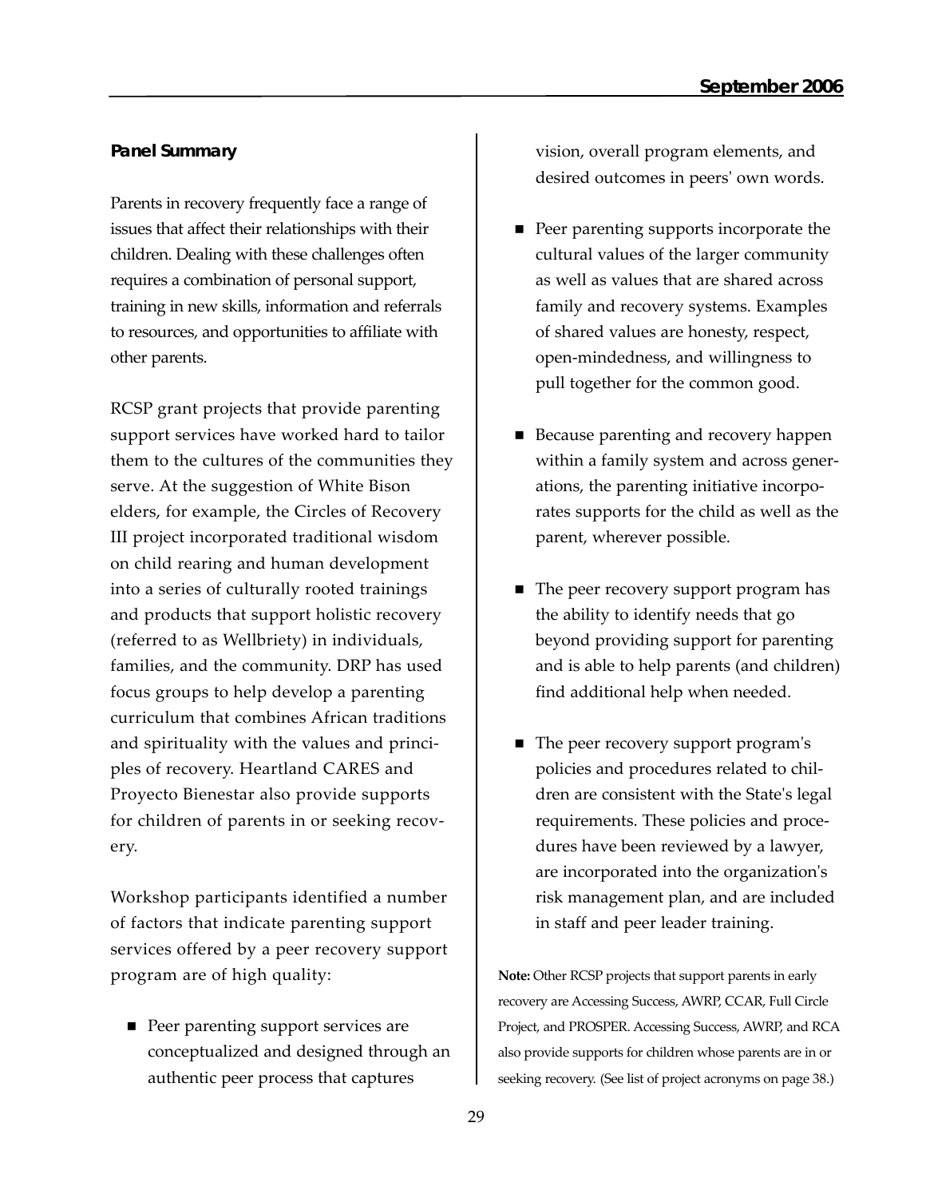### *Panel Summary*

Parents in recovery frequently face a range of issues that affect their relationships with their children. Dealing with these challenges often requires a combination of personal support, training in new skills, information and referrals to resources, and opportunities to affiliate with other parents.

RCSP grant projects that provide parenting support services have worked hard to tailor them to the cultures of the communities they serve. At the suggestion of White Bison elders, for example, the Circles of Recovery III project incorporated traditional wisdom on child rearing and human development into a series of culturally rooted trainings and products that support holistic recovery (referred to as Wellbriety) in individuals, families, and the community. DRP has used focus groups to help develop a parenting curriculum that combines African traditions and spirituality with the values and principles of recovery. Heartland CARES and Proyecto Bienestar also provide supports for children of parents in or seeking recovery.

Workshop participants identified a number of factors that indicate parenting support services offered by a peer recovery support program are of high quality:

- Peer parenting support services are conceptualized and designed through an authentic peer process that captures vision, overall program elements, and desired outcomes in peers' own words.
- Peer parenting supports incorporate the cultural values of the larger community as well as values that are shared across family and recovery systems. Examples of shared values are honesty, respect, open-mindedness, and willingness to pull together for the common good.
- Because parenting and recovery happen within a family system and across generations, the parenting initiative incorporates supports for the child as well as the parent, wherever possible.
- The peer recovery support program has the ability to identify needs that go beyond providing support for parenting and is able to help parents (and children) find additional help when needed.
- The peer recovery support program's policies and procedures related to children are consistent with the State's legal requirements. These policies and procedures have been reviewed by a lawyer, are incorporated into the organization's risk management plan, and are included in staff and peer leader training.

**Note:** Other RCSP projects that support parents in early recovery are Accessing Success, AWRP, CCAR, Full Circle Project, and PROSPER. Accessing Success, AWRP, and RCA also provide supports for children whose parents are in or seeking recovery. (See list of project acronyms on page 38.)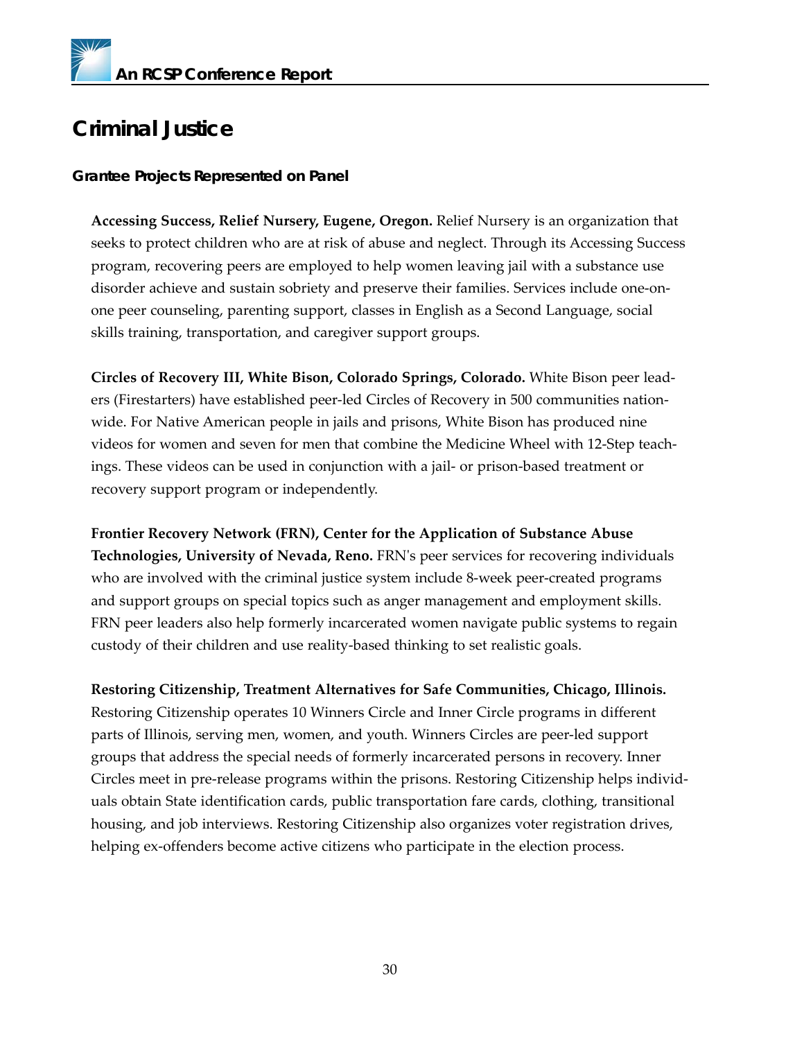# Criminal Justice

### Grantee Projects Represented on Panel

**Accessing Success, Relief Nursery, Eugene, Oregon.** Relief Nursery is an organization that seeks to protect children who are at risk of abuse and neglect. Through its Accessing Success program, recovering peers are employed to help women leaving jail with a substance use disorder achieve and sustain sobriety and preserve their families. Services include one-on-one peer counseling, parenting support, classes in English as a Second Language, social skills training, transportation, and caregiver support groups.

**Circles of Recovery III, White Bison, Colorado Springs, Colorado.** White Bison peer leaders (Firestarters) have established peer-led Circles of Recovery in 500 communities nationwide. For Native American people in jails and prisons, White Bison has produced nine videos for women and seven for men that combine the Medicine Wheel with 12-Step teachings. These videos can be used in conjunction with a jail- or prison-based treatment or recovery support program or independently.

**Frontier Recovery Network (FRN), Center for the Application of Substance Abuse Technologies, University of Nevada, Reno.** FRN's peer services for recovering individuals who are involved with the criminal justice system include 8-week peer-created programs and support groups on special topics such as anger management and employment skills. FRN peer leaders also help formerly incarcerated women navigate public systems to regain custody of their children and use reality-based thinking to set realistic goals.

**Restoring Citizenship, Treatment Alternatives for Safe Communities, Chicago, Illinois.** Restoring Citizenship operates 10 Winners Circle and Inner Circle programs in different parts of Illinois, serving men, women, and youth. Winners Circles are peer-led support groups that address the special needs of formerly incarcerated persons in recovery. Inner Circles meet in pre-release programs within the prisons. Restoring Citizenship helps individuals obtain State identification cards, public transportation fare cards, clothing, transitional housing, and job interviews. Restoring Citizenship also organizes voter registration drives, helping ex-offenders become active citizens who participate in the election process.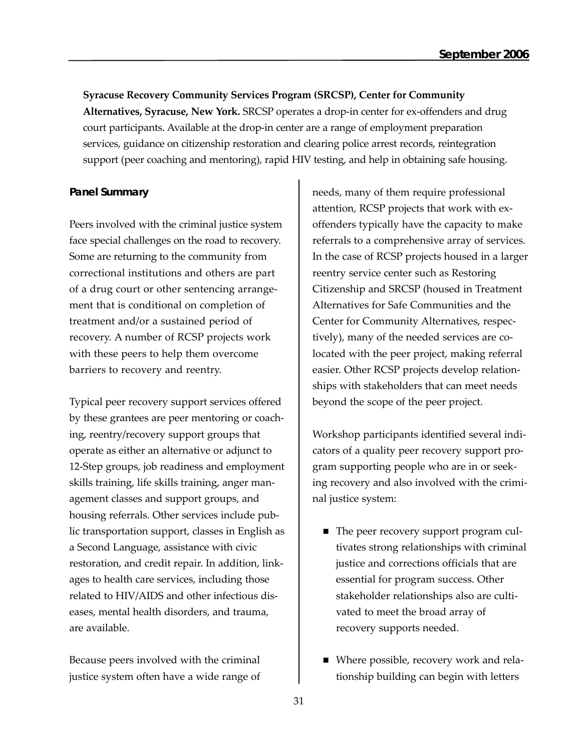**Syracuse Recovery Community Services Program (SRCSP), Center for Community Alternatives, Syracuse, New York.** SRCSP operates a drop-in center for ex-offenders and drug court participants. Available at the drop-in center are a range of employment preparation services, guidance on citizenship restoration and clearing police arrest records, reintegration support (peer coaching and mentoring), rapid HIV testing, and help in obtaining safe housing.

### Panel Summary

Peers involved with the criminal justice system face special challenges on the road to recovery. Some are returning to the community from correctional institutions and others are part of a drug court or other sentencing arrangement that is conditional on completion of treatment and/or a sustained period of recovery. A number of RCSP projects work with these peers to help them overcome barriers to recovery and reentry.

Typical peer recovery support services offered by these grantees are peer mentoring or coaching, reentry/recovery support groups that operate as either an alternative or adjunct to 12-Step groups, job readiness and employment skills training, life skills training, anger management classes and support groups, and housing referrals. Other services include public transportation support, classes in English as a Second Language, assistance with civic restoration, and credit repair. In addition, linkages to health care services, including those related to HIV/AIDS and other infectious diseases, mental health disorders, and trauma, are available.

Because peers involved with the criminal justice system often have a wide range of needs, many of them require professional attention, RCSP projects that work with ex-offenders typically have the capacity to make referrals to a comprehensive array of services. In the case of RCSP projects housed in a larger reentry service center such as Restoring Citizenship and SRCSP (housed in Treatment Alternatives for Safe Communities and the Center for Community Alternatives, respectively), many of the needed services are co-located with the peer project, making referral easier. Other RCSP projects develop relationships with stakeholders that can meet needs beyond the scope of the peer project.

Workshop participants identified several indicators of a quality peer recovery support program supporting people who are in or seeking recovery and also involved with the criminal justice system:

- The peer recovery support program cultivates strong relationships with criminal justice and corrections officials that are essential for program success. Other stakeholder relationships also are cultivated to meet the broad array of recovery supports needed.
- Where possible, recovery work and relationship building can begin with letters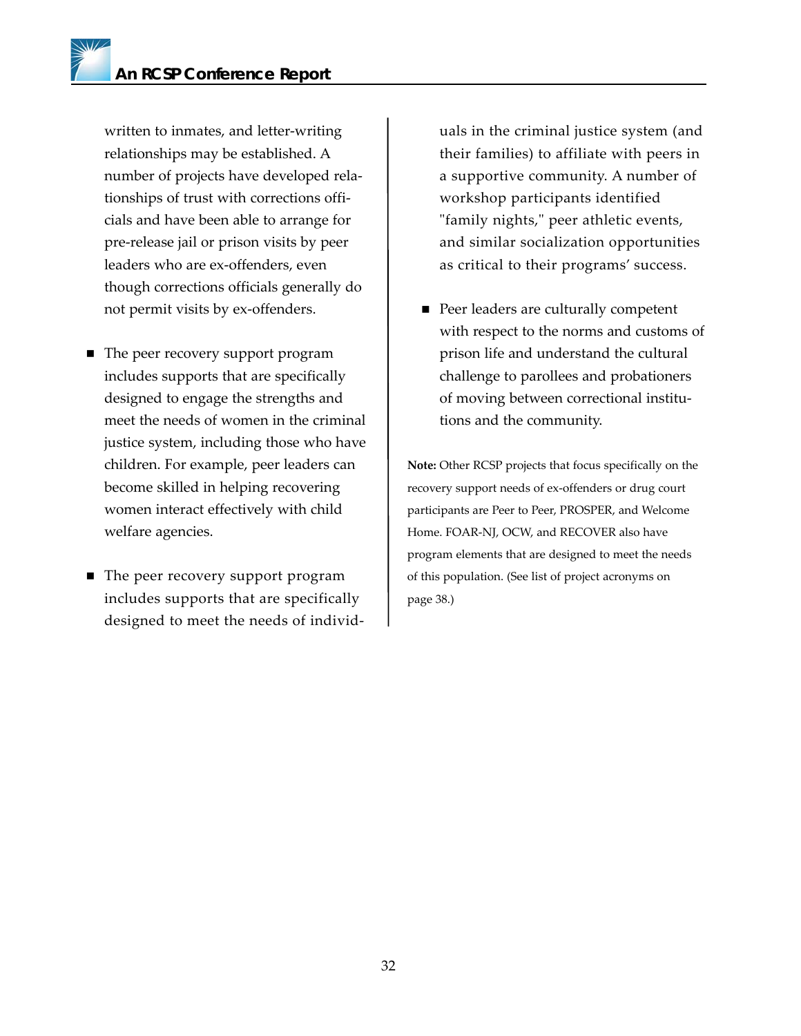written to inmates, and letter-writing relationships may be established. A number of projects have developed relationships of trust with corrections officials and have been able to arrange for pre-release jail or prison visits by peer leaders who are ex-offenders, even though corrections officials generally do not permit visits by ex-offenders.

- The peer recovery support program includes supports that are specifically designed to engage the strengths and meet the needs of women in the criminal justice system, including those who have children. For example, peer leaders can become skilled in helping recovering women interact effectively with child welfare agencies.

- The peer recovery support program includes supports that are specifically designed to meet the needs of individuals in the criminal justice system (and their families) to affiliate with peers in a supportive community. A number of workshop participants identified "family nights," peer athletic events, and similar socialization opportunities as critical to their programs' success.

- Peer leaders are culturally competent with respect to the norms and customs of prison life and understand the cultural challenge to parollees and probationers of moving between correctional institutions and the community.

**Note:** Other RCSP projects that focus specifically on the recovery support needs of ex-offenders or drug court participants are Peer to Peer, PROSPER, and Welcome Home. FOAR-NJ, OCW, and RECOVER also have program elements that are designed to meet the needs of this population. (See list of project acronyms on page 38.)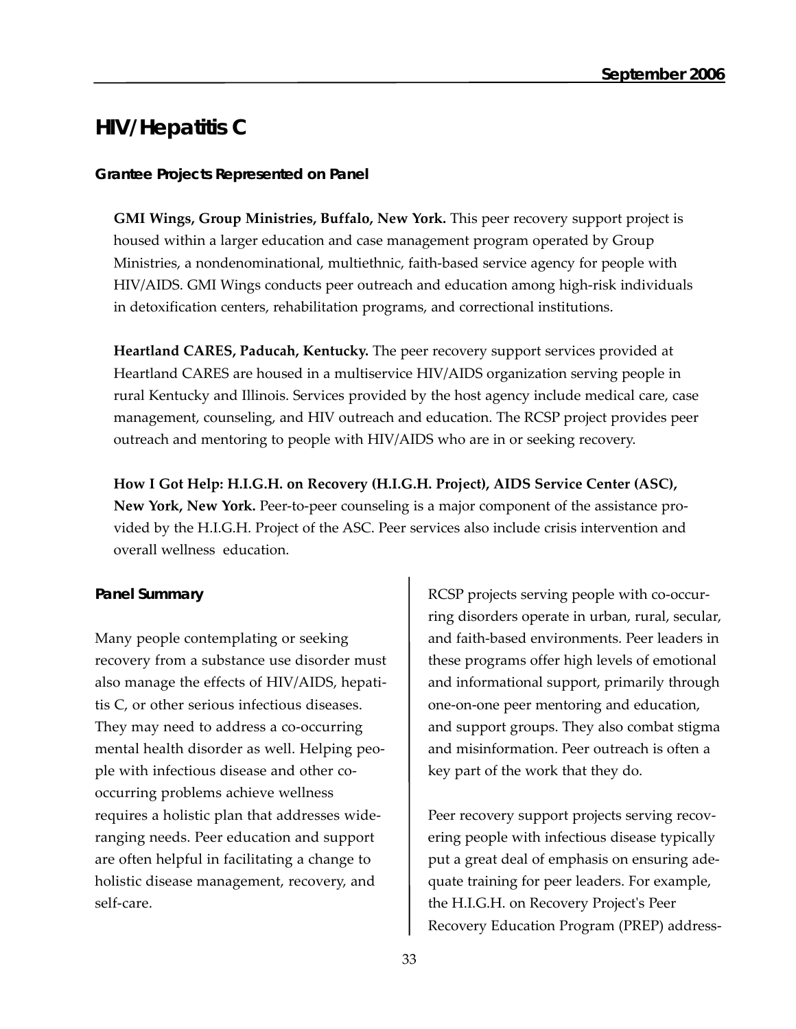# HIV/Hepatitis C

### Grantee Projects Represented on Panel

**GMI Wings, Group Ministries, Buffalo, New York.** This peer recovery support project is housed within a larger education and case management program operated by Group Ministries, a nondenominational, multiethnic, faith-based service agency for people with HIV/AIDS. GMI Wings conducts peer outreach and education among high-risk individuals in detoxification centers, rehabilitation programs, and correctional institutions.

**Heartland CARES, Paducah, Kentucky.** The peer recovery support services provided at Heartland CARES are housed in a multiservice HIV/AIDS organization serving people in rural Kentucky and Illinois. Services provided by the host agency include medical care, case management, counseling, and HIV outreach and education. The RCSP project provides peer outreach and mentoring to people with HIV/AIDS who are in or seeking recovery.

**How I Got Help: H.I.G.H. on Recovery (H.I.G.H. Project), AIDS Service Center (ASC), New York, New York.** Peer-to-peer counseling is a major component of the assistance provided by the H.I.G.H. Project of the ASC. Peer services also include crisis intervention and overall wellness education.

### Panel Summary

Many people contemplating or seeking recovery from a substance use disorder must also manage the effects of HIV/AIDS, hepatitis C, or other serious infectious diseases. They may need to address a co-occurring mental health disorder as well. Helping people with infectious disease and other co-occurring problems achieve wellness requires a holistic plan that addresses wide-ranging needs. Peer education and support are often helpful in facilitating a change to holistic disease management, recovery, and self-care.

RCSP projects serving people with co-occurring disorders operate in urban, rural, secular, and faith-based environments. Peer leaders in these programs offer high levels of emotional and informational support, primarily through one-on-one peer mentoring and education, and support groups. They also combat stigma and misinformation. Peer outreach is often a key part of the work that they do.

Peer recovery support projects serving recovering people with infectious disease typically put a great deal of emphasis on ensuring adequate training for peer leaders. For example, the H.I.G.H. on Recovery Project's Peer Recovery Education Program (PREP) address-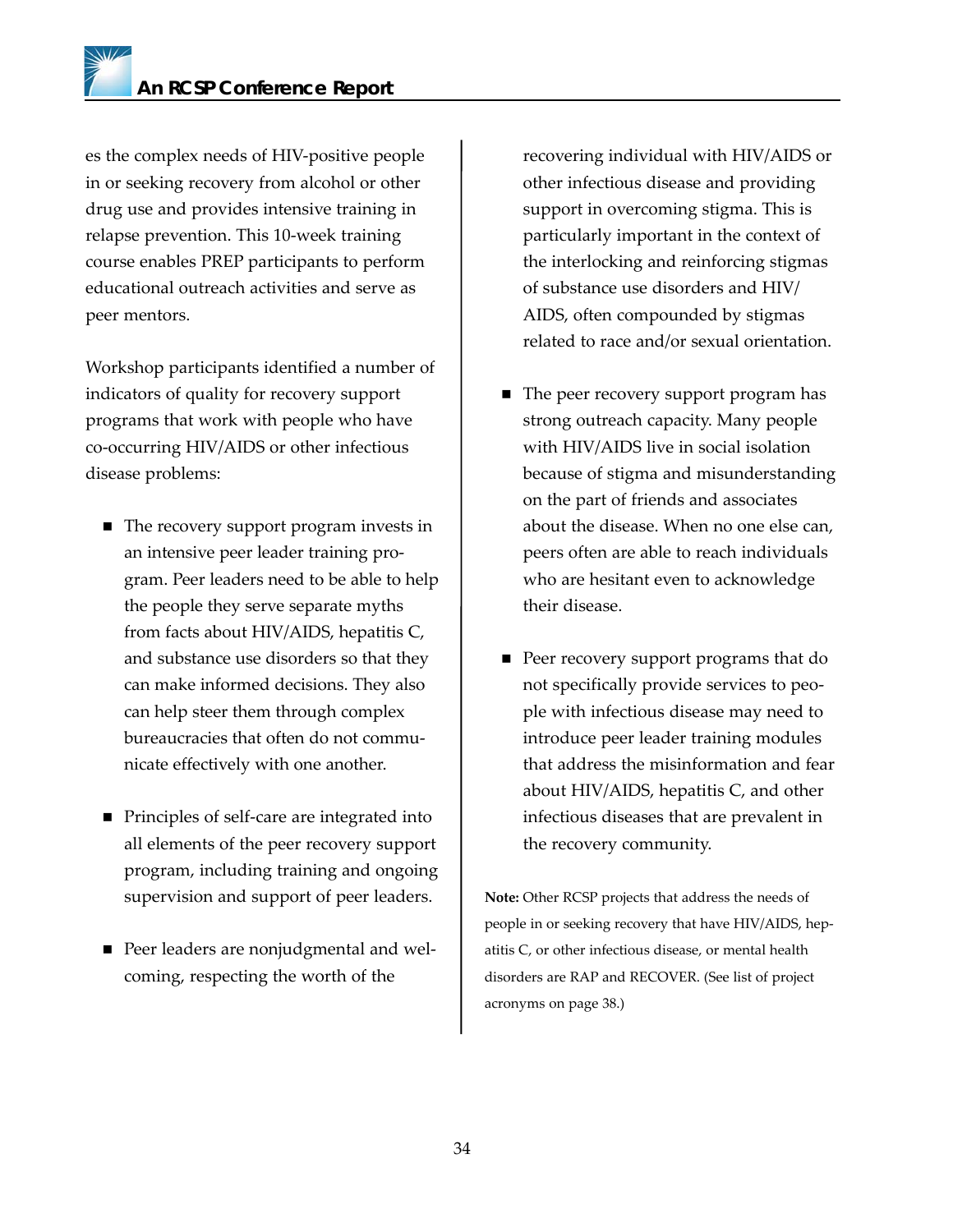es the complex needs of HIV-positive people in or seeking recovery from alcohol or other drug use and provides intensive training in relapse prevention. This 10-week training course enables PREP participants to perform educational outreach activities and serve as peer mentors.

Workshop participants identified a number of indicators of quality for recovery support programs that work with people who have co-occurring HIV/AIDS or other infectious disease problems:

- The recovery support program invests in an intensive peer leader training program. Peer leaders need to be able to help the people they serve separate myths from facts about HIV/AIDS, hepatitis C, and substance use disorders so that they can make informed decisions. They also can help steer them through complex bureaucracies that often do not communicate effectively with one another.
- Principles of self-care are integrated into all elements of the peer recovery support program, including training and ongoing supervision and support of peer leaders.
- Peer leaders are nonjudgmental and welcoming, respecting the worth of the recovering individual with HIV/AIDS or other infectious disease and providing support in overcoming stigma. This is particularly important in the context of the interlocking and reinforcing stigmas of substance use disorders and HIV/AIDS, often compounded by stigmas related to race and/or sexual orientation.
- The peer recovery support program has strong outreach capacity. Many people with HIV/AIDS live in social isolation because of stigma and misunderstanding on the part of friends and associates about the disease. When no one else can, peers often are able to reach individuals who are hesitant even to acknowledge their disease.
- Peer recovery support programs that do not specifically provide services to people with infectious disease may need to introduce peer leader training modules that address the misinformation and fear about HIV/AIDS, hepatitis C, and other infectious diseases that are prevalent in the recovery community.

**Note:** Other RCSP projects that address the needs of people in or seeking recovery that have HIV/AIDS, hepatitis C, or other infectious disease, or mental health disorders are RAP and RECOVER. (See list of project acronyms on page 38.)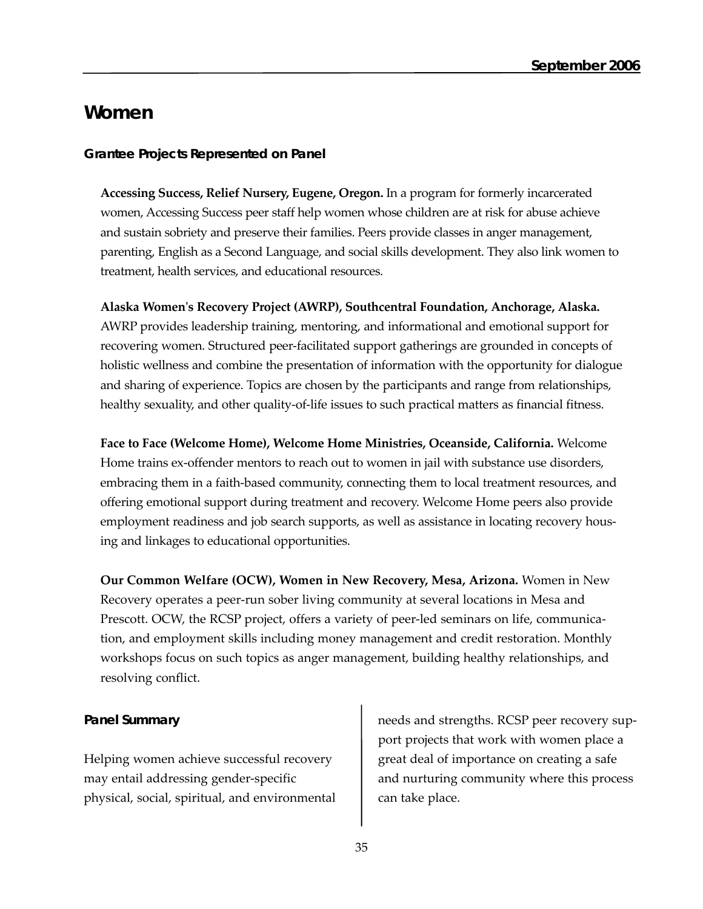# Women

### Grantee Projects Represented on Panel

**Accessing Success, Relief Nursery, Eugene, Oregon.** In a program for formerly incarcerated women, Accessing Success peer staff help women whose children are at risk for abuse achieve and sustain sobriety and preserve their families. Peers provide classes in anger management, parenting, English as a Second Language, and social skills development. They also link women to treatment, health services, and educational resources.

**Alaska Women's Recovery Project (AWRP), Southcentral Foundation, Anchorage, Alaska.** AWRP provides leadership training, mentoring, and informational and emotional support for recovering women. Structured peer-facilitated support gatherings are grounded in concepts of holistic wellness and combine the presentation of information with the opportunity for dialogue and sharing of experience. Topics are chosen by the participants and range from relationships, healthy sexuality, and other quality-of-life issues to such practical matters as financial fitness.

**Face to Face (Welcome Home), Welcome Home Ministries, Oceanside, California.** Welcome Home trains ex-offender mentors to reach out to women in jail with substance use disorders, embracing them in a faith-based community, connecting them to local treatment resources, and offering emotional support during treatment and recovery. Welcome Home peers also provide employment readiness and job search supports, as well as assistance in locating recovery housing and linkages to educational opportunities.

**Our Common Welfare (OCW), Women in New Recovery, Mesa, Arizona.** Women in New Recovery operates a peer-run sober living community at several locations in Mesa and Prescott. OCW, the RCSP project, offers a variety of peer-led seminars on life, communication, and employment skills including money management and credit restoration. Monthly workshops focus on such topics as anger management, building healthy relationships, and resolving conflict.

### Panel Summary

Helping women achieve successful recovery may entail addressing gender-specific physical, social, spiritual, and environmental needs and strengths. RCSP peer recovery support projects that work with women place a great deal of importance on creating a safe and nurturing community where this process can take place.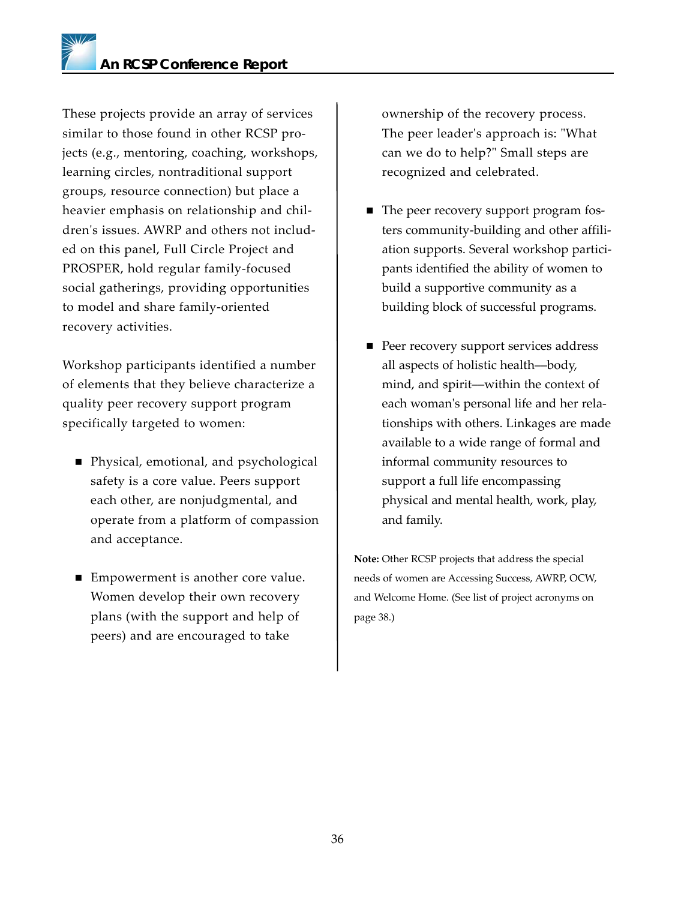These projects provide an array of services similar to those found in other RCSP projects (e.g., mentoring, coaching, workshops, learning circles, nontraditional support groups, resource connection) but place a heavier emphasis on relationship and children's issues. AWRP and others not included on this panel, Full Circle Project and PROSPER, hold regular family-focused social gatherings, providing opportunities to model and share family-oriented recovery activities.

Workshop participants identified a number of elements that they believe characterize a quality peer recovery support program specifically targeted to women:

- Physical, emotional, and psychological safety is a core value. Peers support each other, are nonjudgmental, and operate from a platform of compassion and acceptance.

- Empowerment is another core value. Women develop their own recovery plans (with the support and help of peers) and are encouraged to take ownership of the recovery process. The peer leader's approach is: "What can we do to help?" Small steps are recognized and celebrated.

- The peer recovery support program fosters community-building and other affiliation supports. Several workshop participants identified the ability of women to build a supportive community as a building block of successful programs.

- Peer recovery support services address all aspects of holistic health—body, mind, and spirit—within the context of each woman's personal life and her relationships with others. Linkages are made available to a wide range of formal and informal community resources to support a full life encompassing physical and mental health, work, play, and family.

**Note:** Other RCSP projects that address the special needs of women are Accessing Success, AWRP, OCW, and Welcome Home. (See list of project acronyms on page 38.)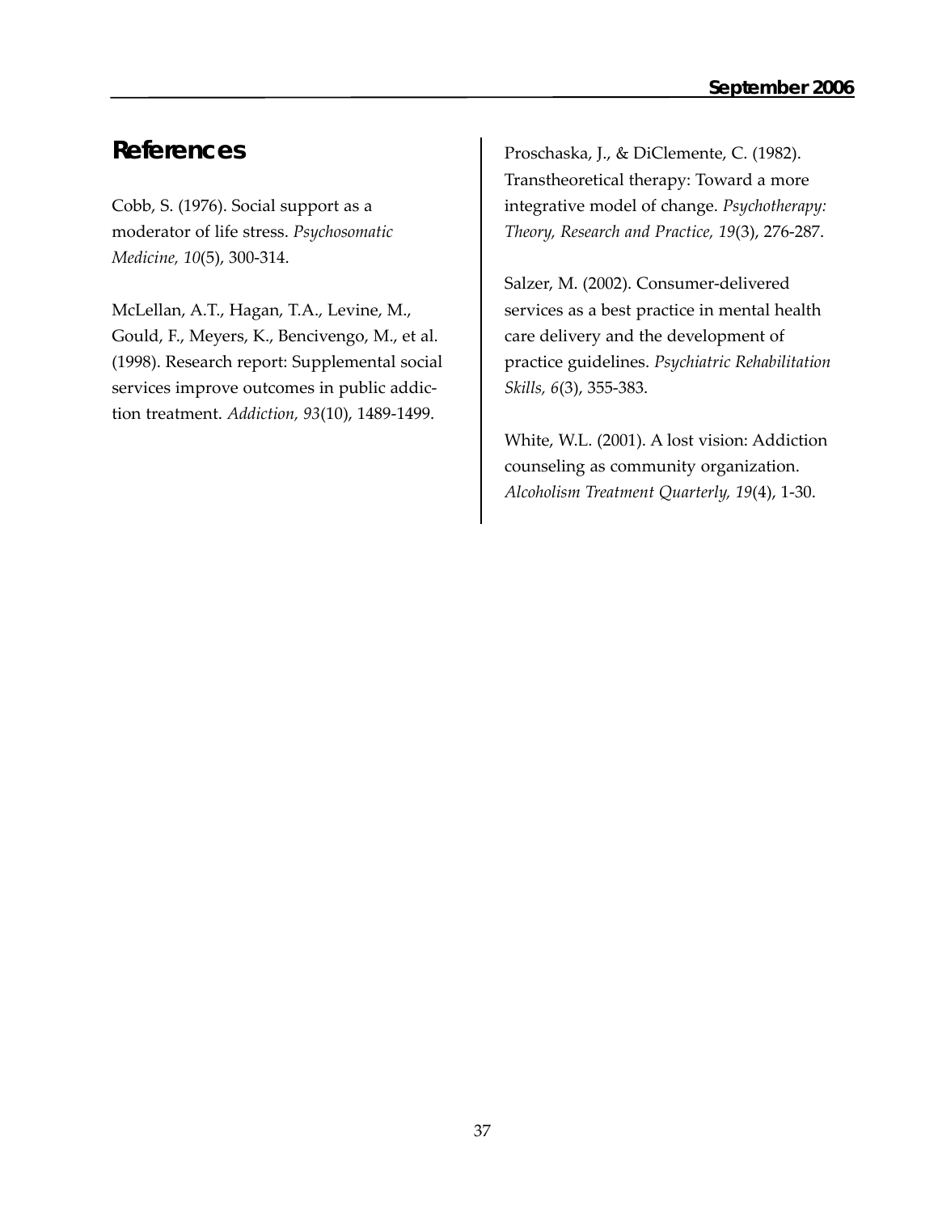## References

Cobb, S. (1976). Social support as a moderator of life stress. *Psychosomatic Medicine, 10*(5), 300-314.

McLellan, A.T., Hagan, T.A., Levine, M., Gould, F., Meyers, K., Bencivengo, M., et al. (1998). Research report: Supplemental social services improve outcomes in public addiction treatment. *Addiction, 93*(10), 1489-1499.

Proschaska, J., & DiClemente, C. (1982). Transtheoretical therapy: Toward a more integrative model of change. *Psychotherapy: Theory, Research and Practice, 19*(3), 276-287.

Salzer, M. (2002). Consumer-delivered services as a best practice in mental health care delivery and the development of practice guidelines. *Psychiatric Rehabilitation Skills, 6*(3), 355-383.

White, W.L. (2001). A lost vision: Addiction counseling as community organization. *Alcoholism Treatment Quarterly, 19*(4), 1-30.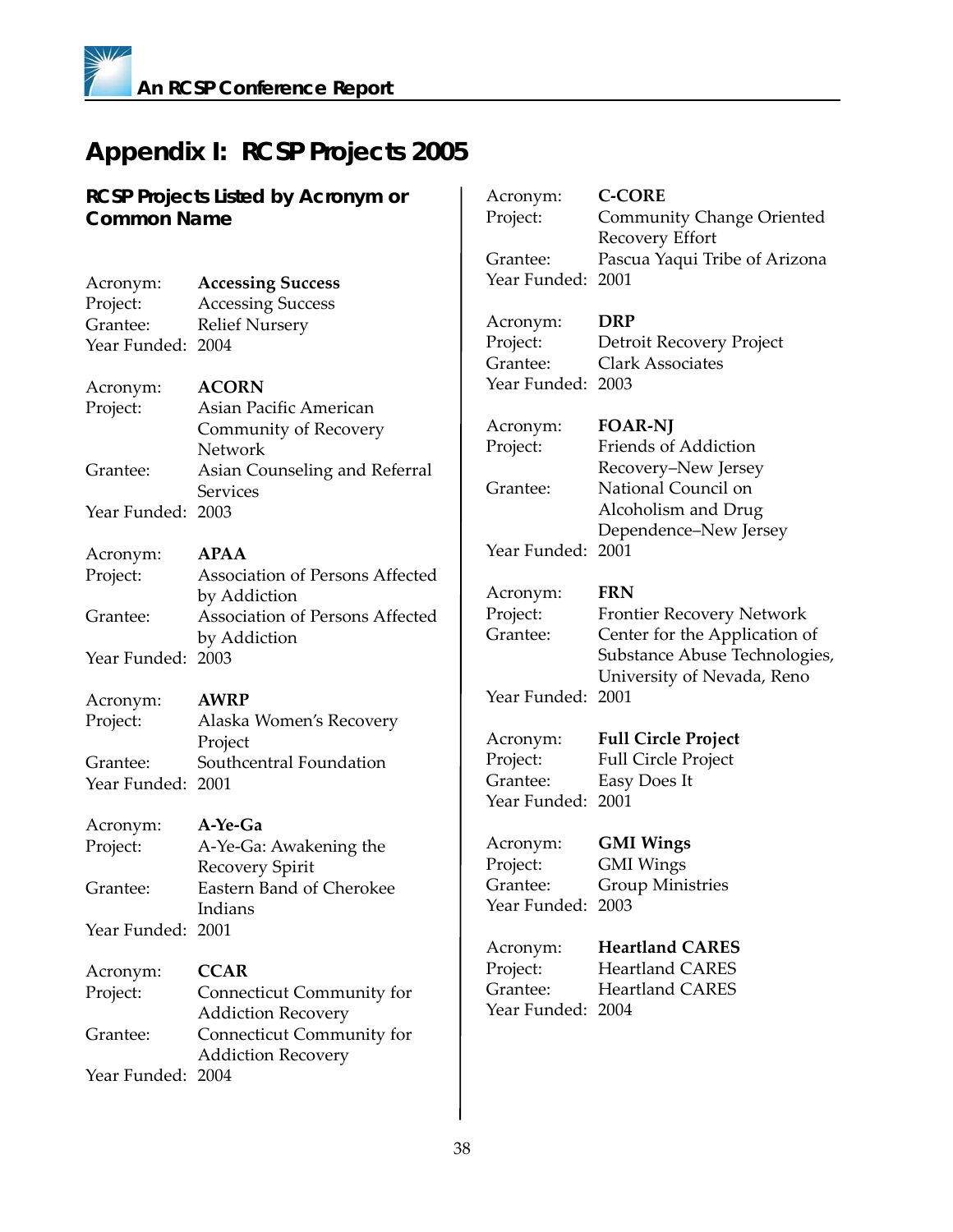# Appendix I: RCSP Projects 2005

### RCSP Projects Listed by Acronym or Common Name

Acronym: **Accessing Success**
Project: Accessing Success
Grantee: Relief Nursery
Year Funded: 2004

Acronym: **ACORN**
Project: Asian Pacific American Community of Recovery Network
Grantee: Asian Counseling and Referral Services
Year Funded: 2003

Acronym: **APAA**
Project: Association of Persons Affected by Addiction
Grantee: Association of Persons Affected by Addiction
Year Funded: 2003

Acronym: **AWRP**
Project: Alaska Women's Recovery Project
Grantee: Southcentral Foundation
Year Funded: 2001

Acronym: **A-Ye-Ga**
Project: A-Ye-Ga: Awakening the Recovery Spirit
Grantee: Eastern Band of Cherokee Indians
Year Funded: 2001

Acronym: **CCAR**
Project: Connecticut Community for Addiction Recovery
Grantee: Connecticut Community for Addiction Recovery
Year Funded: 2004

Acronym: **C-CORE**
Project: Community Change Oriented Recovery Effort
Grantee: Pascua Yaqui Tribe of Arizona
Year Funded: 2001

Acronym: **DRP**
Project: Detroit Recovery Project
Grantee: Clark Associates
Year Funded: 2003

Acronym: **FOAR-NJ**
Project: Friends of Addiction Recovery–New Jersey
Grantee: National Council on Alcoholism and Drug Dependence–New Jersey
Year Funded: 2001

Acronym: **FRN**
Project: Frontier Recovery Network
Grantee: Center for the Application of Substance Abuse Technologies, University of Nevada, Reno
Year Funded: 2001

Acronym: **Full Circle Project**
Project: Full Circle Project
Grantee: Easy Does It
Year Funded: 2001

Acronym: **GMI Wings**
Project: GMI Wings
Grantee: Group Ministries
Year Funded: 2003

Acronym: **Heartland CARES**
Project: Heartland CARES
Grantee: Heartland CARES
Year Funded: 2004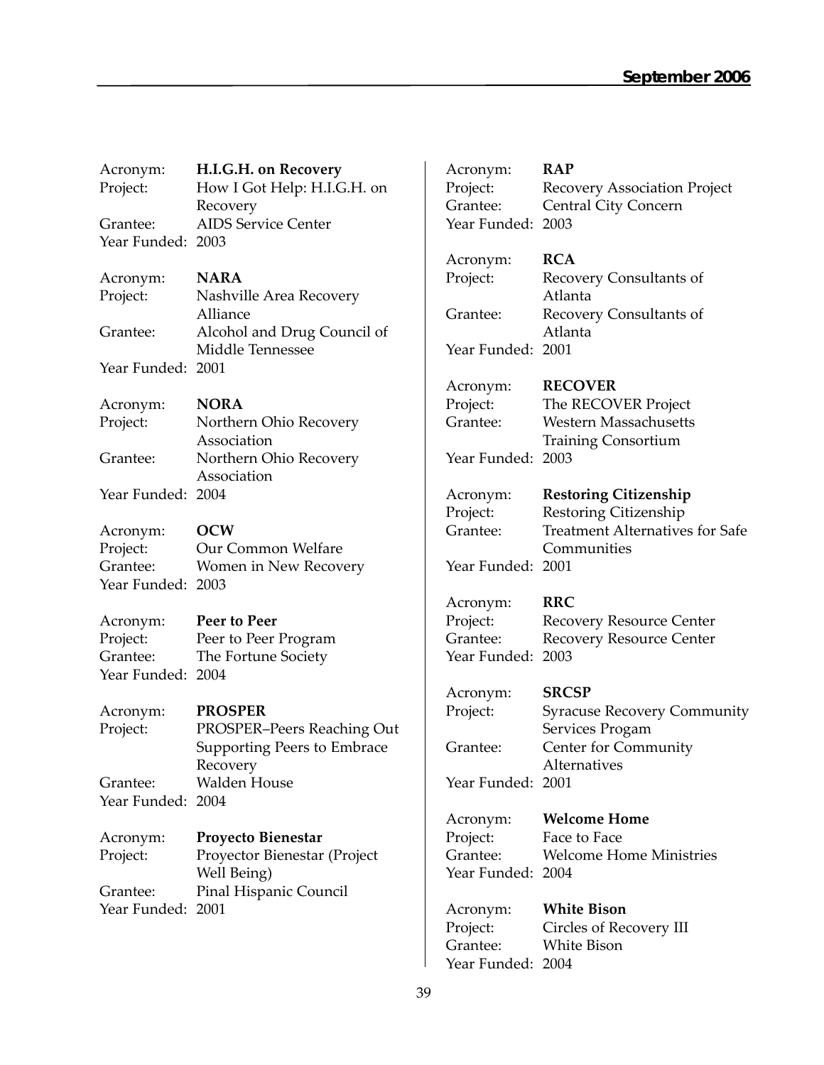Acronym: **H.I.G.H. on Recovery**
Project: How I Got Help: H.I.G.H. on Recovery
Grantee: AIDS Service Center
Year Funded: 2003

Acronym: **NARA**
Project: Nashville Area Recovery Alliance
Grantee: Alcohol and Drug Council of Middle Tennessee
Year Funded: 2001

Acronym: **NORA**
Project: Northern Ohio Recovery Association
Grantee: Northern Ohio Recovery Association
Year Funded: 2004

Acronym: **OCW**
Project: Our Common Welfare
Grantee: Women in New Recovery
Year Funded: 2003

Acronym: **Peer to Peer**
Project: Peer to Peer Program
Grantee: The Fortune Society
Year Funded: 2004

Acronym: **PROSPER**
Project: PROSPER–Peers Reaching Out Supporting Peers to Embrace Recovery
Grantee: Walden House
Year Funded: 2004

Acronym: **Proyecto Bienestar**
Project: Proyector Bienestar (Project Well Being)
Grantee: Pinal Hispanic Council
Year Funded: 2001

Acronym: **RAP**
Project: Recovery Association Project
Grantee: Central City Concern
Year Funded: 2003

Acronym: **RCA**
Project: Recovery Consultants of Atlanta
Grantee: Recovery Consultants of Atlanta
Year Funded: 2001

Acronym: **RECOVER**
Project: The RECOVER Project
Grantee: Western Massachusetts Training Consortium
Year Funded: 2003

Acronym: **Restoring Citizenship**
Project: Restoring Citizenship
Grantee: Treatment Alternatives for Safe Communities
Year Funded: 2001

Acronym: **RRC**
Project: Recovery Resource Center
Grantee: Recovery Resource Center
Year Funded: 2003

Acronym: **SRCSP**
Project: Syracuse Recovery Community Services Progam
Grantee: Center for Community Alternatives
Year Funded: 2001

Acronym: **Welcome Home**
Project: Face to Face
Grantee: Welcome Home Ministries
Year Funded: 2004

Acronym: **White Bison**
Project: Circles of Recovery III
Grantee: White Bison
Year Funded: 2004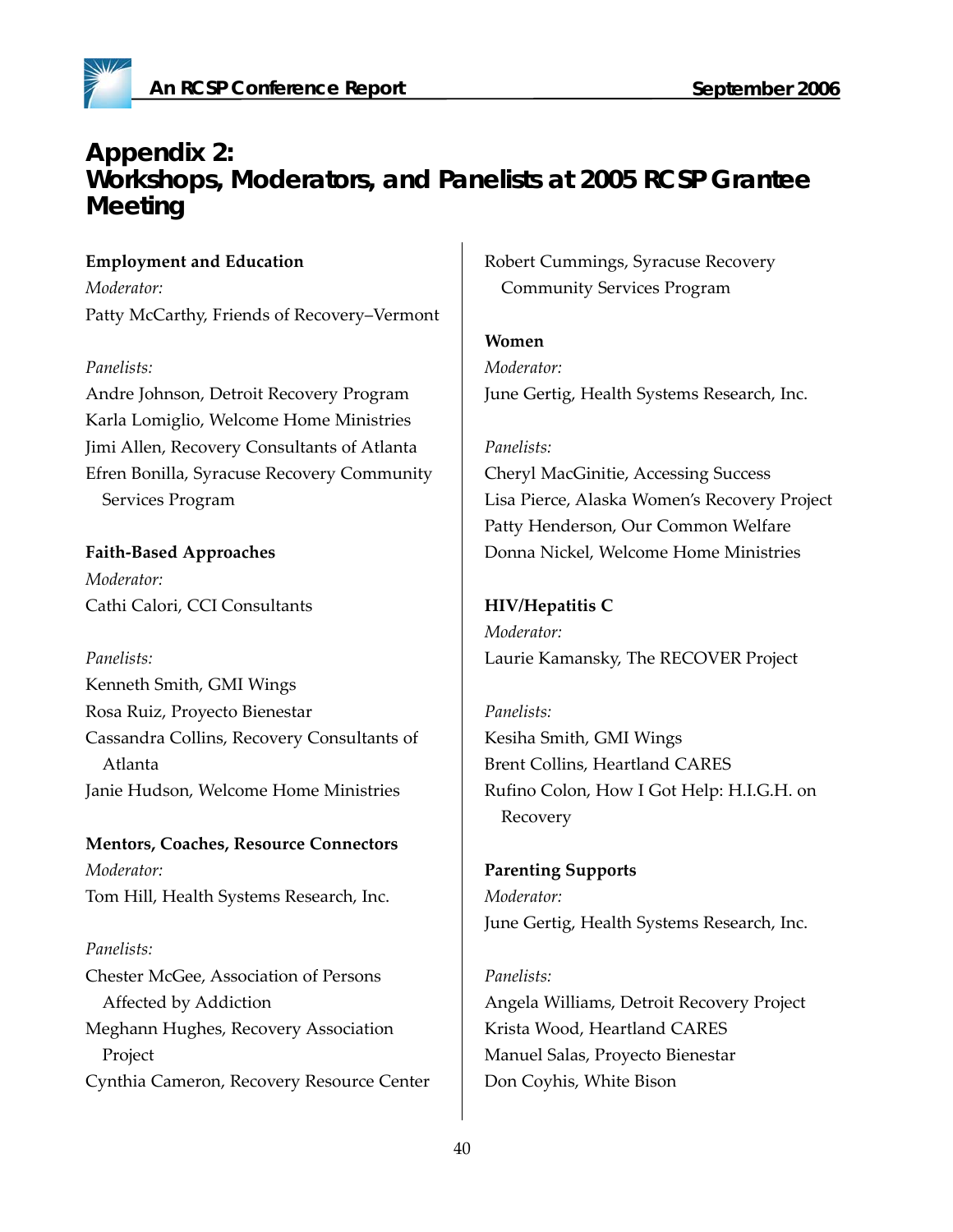# Appendix 2: Workshops, Moderators, and Panelists at 2005 RCSP Grantee Meeting

**Employment and Education**

*Moderator:*

Patty McCarthy, Friends of Recovery–Vermont

*Panelists:*

Andre Johnson, Detroit Recovery Program
Karla Lomiglio, Welcome Home Ministries
Jimi Allen, Recovery Consultants of Atlanta
Efren Bonilla, Syracuse Recovery Community Services Program

**Faith-Based Approaches**

*Moderator:*

Cathi Calori, CCI Consultants

*Panelists:*

Kenneth Smith, GMI Wings
Rosa Ruiz, Proyecto Bienestar
Cassandra Collins, Recovery Consultants of Atlanta
Janie Hudson, Welcome Home Ministries

**Mentors, Coaches, Resource Connectors**

*Moderator:*

Tom Hill, Health Systems Research, Inc.

*Panelists:*

Chester McGee, Association of Persons Affected by Addiction
Meghann Hughes, Recovery Association Project
Cynthia Cameron, Recovery Resource Center
Robert Cummings, Syracuse Recovery Community Services Program

**Women**

*Moderator:*

June Gertig, Health Systems Research, Inc.

*Panelists:*

Cheryl MacGinitie, Accessing Success
Lisa Pierce, Alaska Women's Recovery Project
Patty Henderson, Our Common Welfare
Donna Nickel, Welcome Home Ministries

**HIV/Hepatitis C**

*Moderator:*

Laurie Kamansky, The RECOVER Project

*Panelists:*

Kesiha Smith, GMI Wings
Brent Collins, Heartland CARES
Rufino Colon, How I Got Help: H.I.G.H. on Recovery

**Parenting Supports**

*Moderator:*

June Gertig, Health Systems Research, Inc.

*Panelists:*

Angela Williams, Detroit Recovery Project
Krista Wood, Heartland CARES
Manuel Salas, Proyecto Bienestar
Don Coyhis, White Bison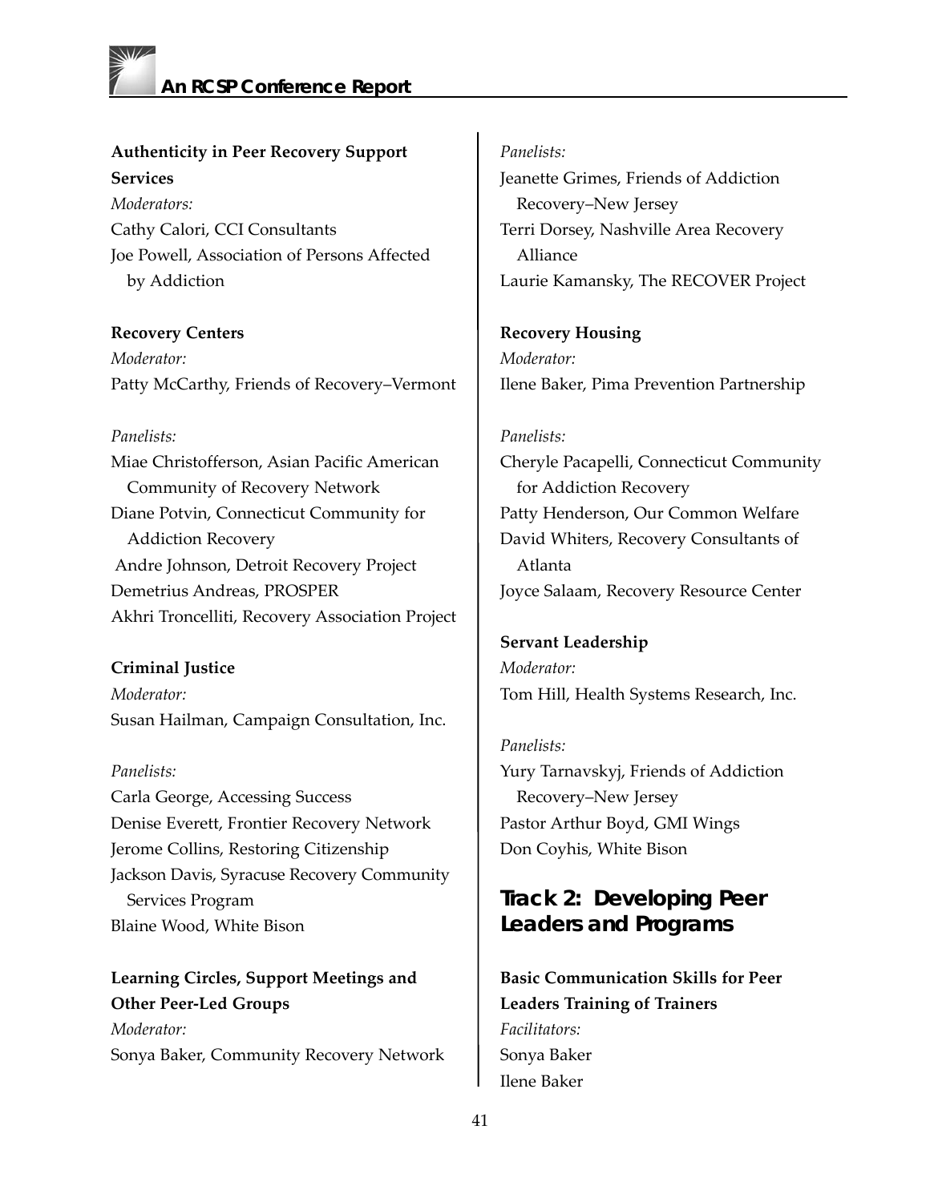**Authenticity in Peer Recovery Support Services**

*Moderators:*

Cathy Calori, CCI Consultants

Joe Powell, Association of Persons Affected by Addiction

**Recovery Centers**

*Moderator:*

Patty McCarthy, Friends of Recovery–Vermont

*Panelists:*

Miae Christofferson, Asian Pacific American Community of Recovery Network

Diane Potvin, Connecticut Community for Addiction Recovery

Andre Johnson, Detroit Recovery Project

Demetrius Andreas, PROSPER

Akhri Troncelliti, Recovery Association Project

**Criminal Justice**

*Moderator:*

Susan Hailman, Campaign Consultation, Inc.

*Panelists:*

Carla George, Accessing Success

Denise Everett, Frontier Recovery Network

Jerome Collins, Restoring Citizenship

Jackson Davis, Syracuse Recovery Community Services Program

Blaine Wood, White Bison

**Learning Circles, Support Meetings and Other Peer-Led Groups**

*Moderator:*

Sonya Baker, Community Recovery Network

*Panelists:*

Jeanette Grimes, Friends of Addiction Recovery–New Jersey

Terri Dorsey, Nashville Area Recovery Alliance

Laurie Kamansky, The RECOVER Project

**Recovery Housing**

*Moderator:*

Ilene Baker, Pima Prevention Partnership

*Panelists:*

Cheryle Pacapelli, Connecticut Community for Addiction Recovery

Patty Henderson, Our Common Welfare

David Whiters, Recovery Consultants of Atlanta

Joyce Salaam, Recovery Resource Center

**Servant Leadership**

*Moderator:*

Tom Hill, Health Systems Research, Inc.

*Panelists:*

Yury Tarnavskyj, Friends of Addiction Recovery–New Jersey

Pastor Arthur Boyd, GMI Wings

Don Coyhis, White Bison

## Track 2: Developing Peer Leaders and Programs

**Basic Communication Skills for Peer Leaders Training of Trainers**

*Facilitators:*

Sonya Baker

Ilene Baker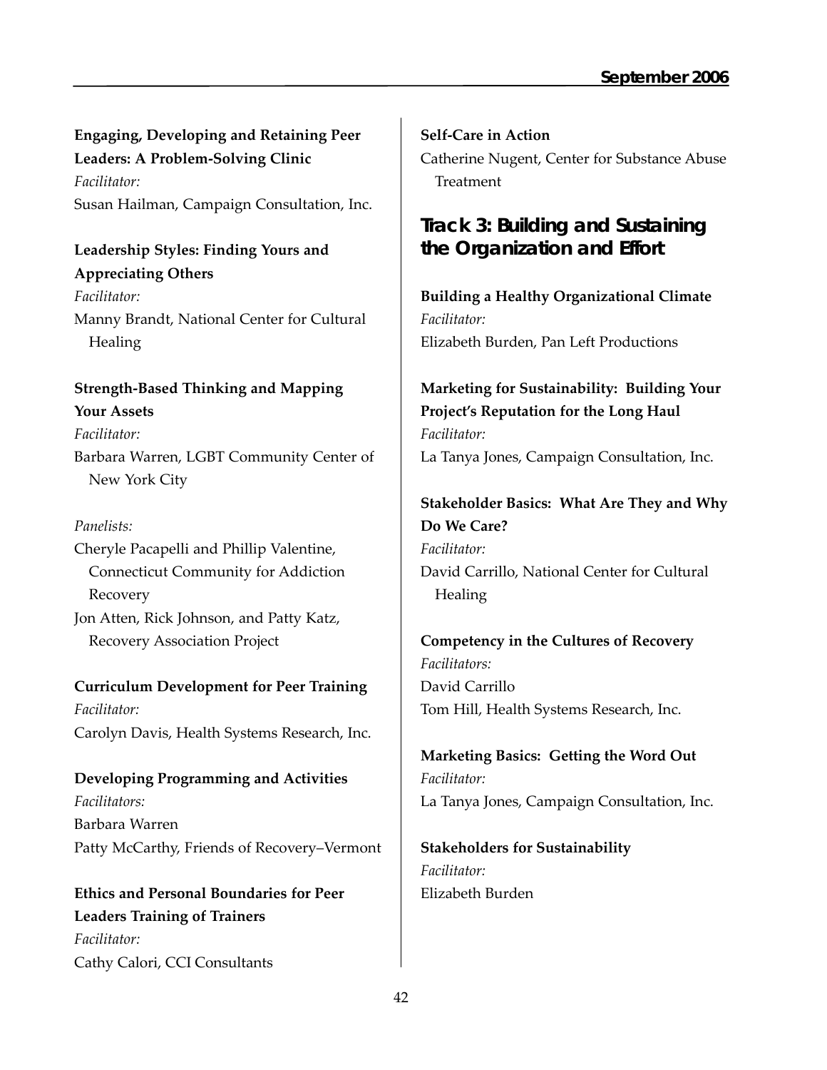**Engaging, Developing and Retaining Peer Leaders: A Problem-Solving Clinic**
*Facilitator:*
Susan Hailman, Campaign Consultation, Inc.

**Leadership Styles: Finding Yours and Appreciating Others**
*Facilitator:*
Manny Brandt, National Center for Cultural Healing

**Strength-Based Thinking and Mapping Your Assets**
*Facilitator:*
Barbara Warren, LGBT Community Center of New York City

*Panelists:*
Cheryle Pacapelli and Phillip Valentine, Connecticut Community for Addiction Recovery
Jon Atten, Rick Johnson, and Patty Katz, Recovery Association Project

**Curriculum Development for Peer Training**
*Facilitator:*
Carolyn Davis, Health Systems Research, Inc.

**Developing Programming and Activities**
*Facilitators:*
Barbara Warren
Patty McCarthy, Friends of Recovery–Vermont

**Ethics and Personal Boundaries for Peer Leaders Training of Trainers**
*Facilitator:*
Cathy Calori, CCI Consultants

**Self-Care in Action**
Catherine Nugent, Center for Substance Abuse Treatment

## Track 3: Building and Sustaining the Organization and Effort

**Building a Healthy Organizational Climate**
*Facilitator:*
Elizabeth Burden, Pan Left Productions

**Marketing for Sustainability: Building Your Project's Reputation for the Long Haul**
*Facilitator:*
La Tanya Jones, Campaign Consultation, Inc.

**Stakeholder Basics: What Are They and Why Do We Care?**
*Facilitator:*
David Carrillo, National Center for Cultural Healing

**Competency in the Cultures of Recovery**
*Facilitators:*
David Carrillo
Tom Hill, Health Systems Research, Inc.

**Marketing Basics: Getting the Word Out**
*Facilitator:*
La Tanya Jones, Campaign Consultation, Inc.

**Stakeholders for Sustainability**
*Facilitator:*
Elizabeth Burden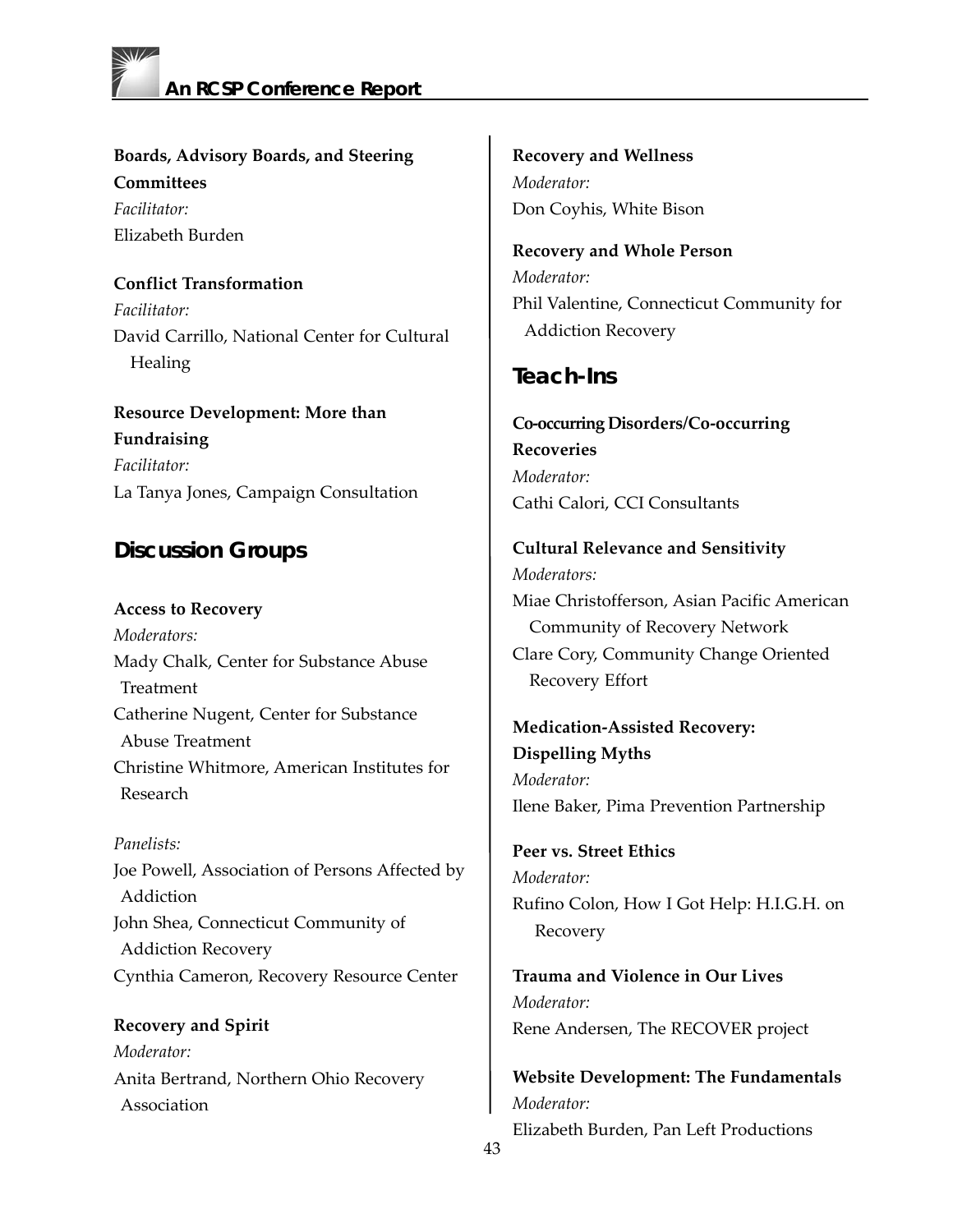**Boards, Advisory Boards, and Steering Committees**
*Facilitator:*
Elizabeth Burden

**Conflict Transformation**
*Facilitator:*
David Carrillo, National Center for Cultural Healing

**Resource Development: More than Fundraising**
*Facilitator:*
La Tanya Jones, Campaign Consultation

## Discussion Groups

**Access to Recovery**
*Moderators:*
Mady Chalk, Center for Substance Abuse Treatment
Catherine Nugent, Center for Substance Abuse Treatment
Christine Whitmore, American Institutes for Research

*Panelists:*
Joe Powell, Association of Persons Affected by Addiction
John Shea, Connecticut Community of Addiction Recovery
Cynthia Cameron, Recovery Resource Center

**Recovery and Spirit**
*Moderator:*
Anita Bertrand, Northern Ohio Recovery Association

**Recovery and Wellness**
*Moderator:*
Don Coyhis, White Bison

**Recovery and Whole Person**
*Moderator:*
Phil Valentine, Connecticut Community for Addiction Recovery

## Teach-Ins

**Co-occurring Disorders/Co-occurring Recoveries**
*Moderator:*
Cathi Calori, CCI Consultants

**Cultural Relevance and Sensitivity**
*Moderators:*
Miae Christofferson, Asian Pacific American Community of Recovery Network
Clare Cory, Community Change Oriented Recovery Effort

**Medication-Assisted Recovery: Dispelling Myths**
*Moderator:*
Ilene Baker, Pima Prevention Partnership

**Peer vs. Street Ethics**
*Moderator:*
Rufino Colon, How I Got Help: H.I.G.H. on Recovery

**Trauma and Violence in Our Lives**
*Moderator:*
Rene Andersen, The RECOVER project

**Website Development: The Fundamentals**
*Moderator:*
Elizabeth Burden, Pan Left Productions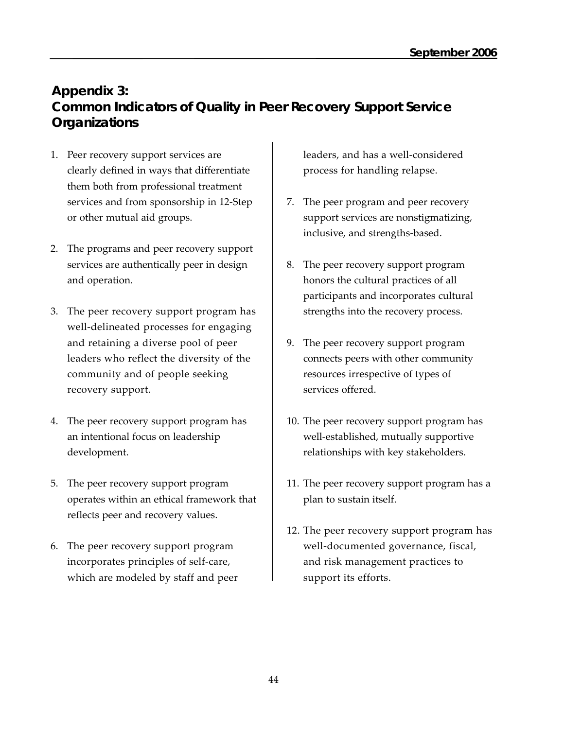## Appendix 3: Common Indicators of Quality in Peer Recovery Support Service Organizations

1. Peer recovery support services are clearly defined in ways that differentiate them both from professional treatment services and from sponsorship in 12-Step or other mutual aid groups.

2. The programs and peer recovery support services are authentically peer in design and operation.

3. The peer recovery support program has well-delineated processes for engaging and retaining a diverse pool of peer leaders who reflect the diversity of the community and of people seeking recovery support.

4. The peer recovery support program has an intentional focus on leadership development.

5. The peer recovery support program operates within an ethical framework that reflects peer and recovery values.

6. The peer recovery support program incorporates principles of self-care, which are modeled by staff and peer leaders, and has a well-considered process for handling relapse.

7. The peer program and peer recovery support services are nonstigmatizing, inclusive, and strengths-based.

8. The peer recovery support program honors the cultural practices of all participants and incorporates cultural strengths into the recovery process.

9. The peer recovery support program connects peers with other community resources irrespective of types of services offered.

10. The peer recovery support program has well-established, mutually supportive relationships with key stakeholders.

11. The peer recovery support program has a plan to sustain itself.

12. The peer recovery support program has well-documented governance, fiscal, and risk management practices to support its efforts.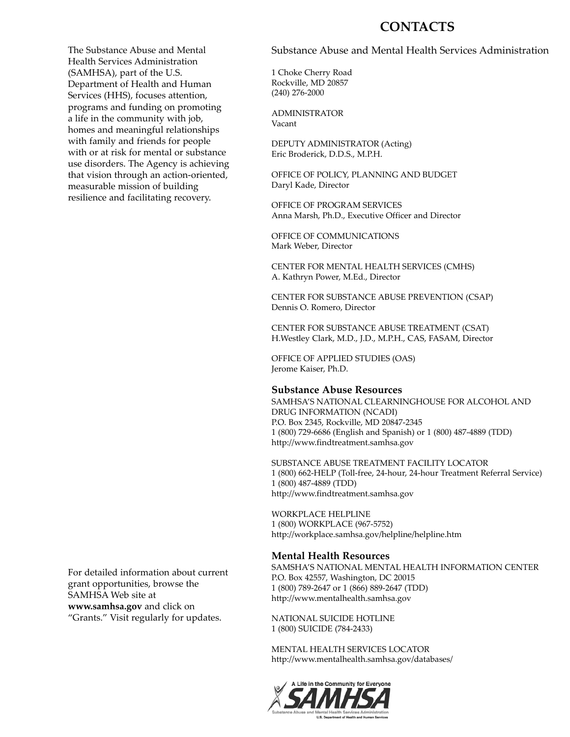# CONTACTS

The Substance Abuse and Mental Health Services Administration (SAMHSA), part of the U.S. Department of Health and Human Services (HHS), focuses attention, programs and funding on promoting a life in the community with job, homes and meaningful relationships with family and friends for people with or at risk for mental or substance use disorders. The Agency is achieving that vision through an action-oriented, measurable mission of building resilience and facilitating recovery.

For detailed information about current grant opportunities, browse the SAMHSA Web site at **www.samhsa.gov** and click on "Grants." Visit regularly for updates.

## Substance Abuse and Mental Health Services Administration

1 Choke Cherry Road
Rockville, MD 20857
(240) 276-2000

ADMINISTRATOR
Vacant

DEPUTY ADMINISTRATOR (Acting)
Eric Broderick, D.D.S., M.P.H.

OFFICE OF POLICY, PLANNING AND BUDGET
Daryl Kade, Director

OFFICE OF PROGRAM SERVICES
Anna Marsh, Ph.D., Executive Officer and Director

OFFICE OF COMMUNICATIONS
Mark Weber, Director

CENTER FOR MENTAL HEALTH SERVICES (CMHS)
A. Kathryn Power, M.Ed., Director

CENTER FOR SUBSTANCE ABUSE PREVENTION (CSAP)
Dennis O. Romero, Director

CENTER FOR SUBSTANCE ABUSE TREATMENT (CSAT)
H.Westley Clark, M.D., J.D., M.P.H., CAS, FASAM, Director

OFFICE OF APPLIED STUDIES (OAS)
Jerome Kaiser, Ph.D.

### Substance Abuse Resources

SAMHSA'S NATIONAL CLEARNINGHOUSE FOR ALCOHOL AND DRUG INFORMATION (NCADI)
P.O. Box 2345, Rockville, MD 20847-2345
1 (800) 729-6686 (English and Spanish) or 1 (800) 487-4889 (TDD)
http://www.findtreatment.samhsa.gov

SUBSTANCE ABUSE TREATMENT FACILITY LOCATOR
1 (800) 662-HELP (Toll-free, 24-hour, 24-hour Treatment Referral Service)
1 (800) 487-4889 (TDD)
http://www.findtreatment.samhsa.gov

WORKPLACE HELPLINE
1 (800) WORKPLACE (967-5752)
http://workplace.samhsa.gov/helpline/helpline.htm

### Mental Health Resources

SAMSHA'S NATIONAL MENTAL HEALTH INFORMATION CENTER
P.O. Box 42557, Washington, DC 20015
1 (800) 789-2647 or 1 (866) 889-2647 (TDD)
http://www.mentalhealth.samhsa.gov

NATIONAL SUICIDE HOTLINE
1 (800) SUICIDE (784-2433)

MENTAL HEALTH SERVICES LOCATOR
http://www.mentalhealth.samhsa.gov/databases/

A Life in the Community for Everyone
SAMHSA
Substance Abuse and Mental Health Services Administration
U.S. Department of Health and Human Services